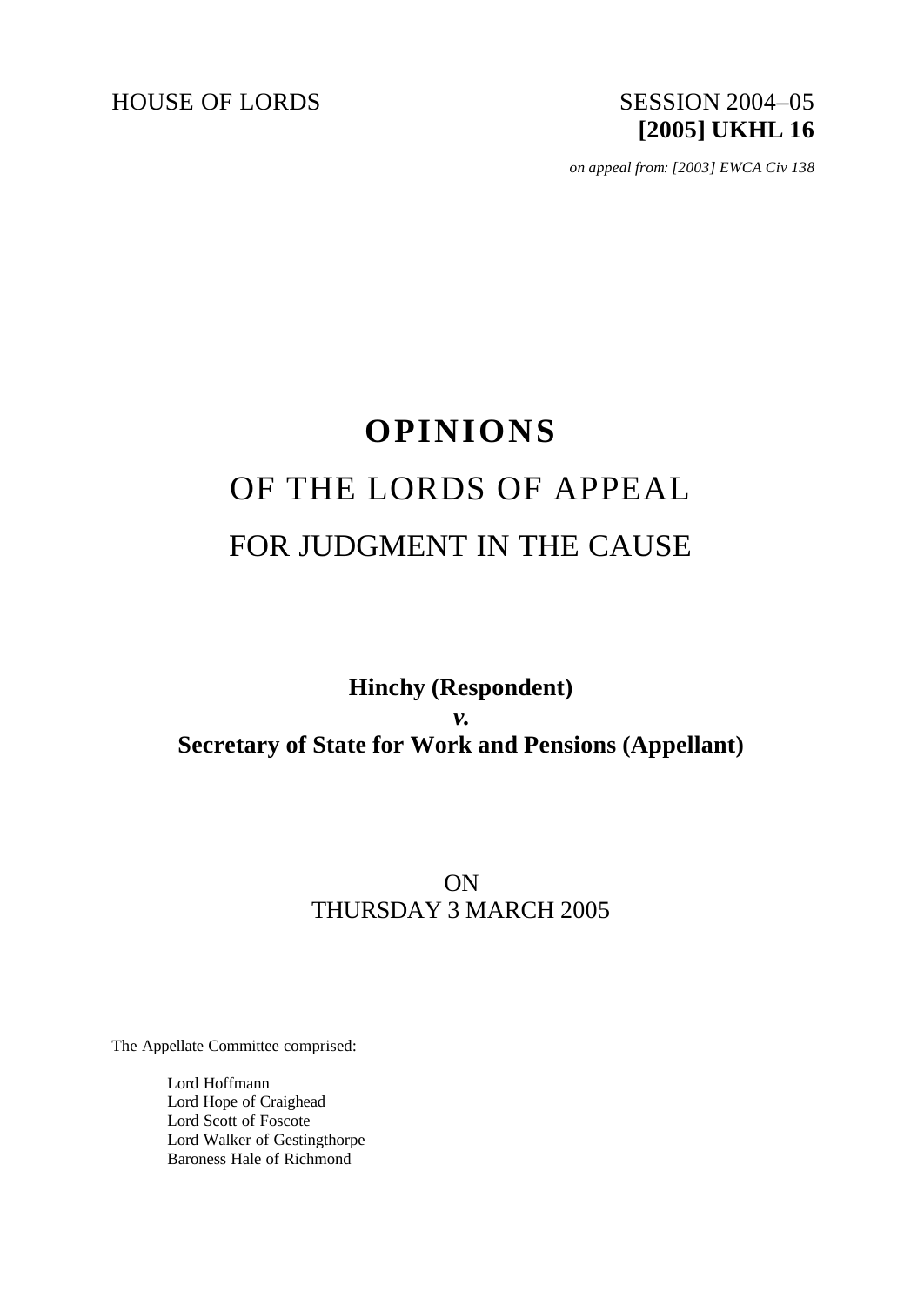HOUSE OF LORDS SESSION 2004–05

**[2005] UKHL 16**

*on appeal from: [2003] EWCA Civ 138*

# OPINIONS

## OF THE LORDS OF APPEAL

## FOR JUDGMENT IN THE CAUSE

**Hinchy (Respondent)**

***v.***

**Secretary of State for Work and Pensions (Appellant)**

ON
THURSDAY 3 MARCH 2005

The Appellate Committee comprised:

Lord Hoffmann
Lord Hope of Craighead
Lord Scott of Foscote
Lord Walker of Gestingthorpe
Baroness Hale of Richmond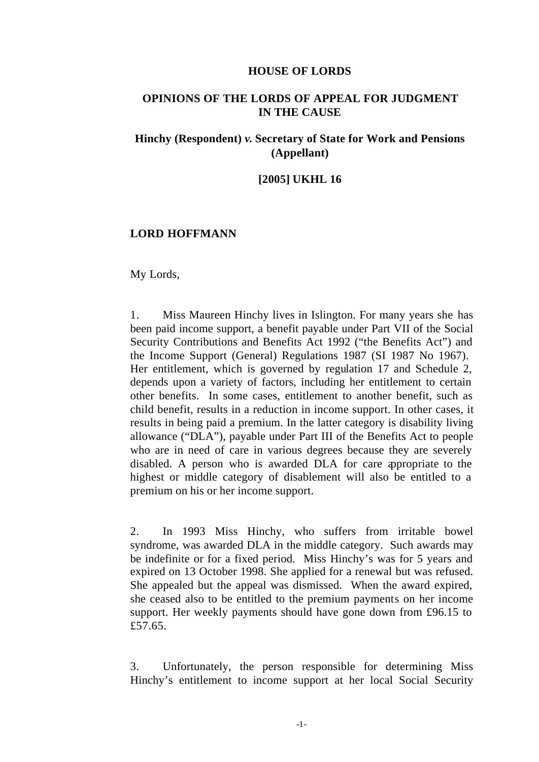**HOUSE OF LORDS**

**OPINIONS OF THE LORDS OF APPEAL FOR JUDGMENT IN THE CAUSE**

**Hinchy (Respondent)** ***v.*** **Secretary of State for Work and Pensions (Appellant)**

**[2005] UKHL 16**

**LORD HOFFMANN**

My Lords,

1. Miss Maureen Hinchy lives in Islington. For many years she has been paid income support, a benefit payable under Part VII of the Social Security Contributions and Benefits Act 1992 ("the Benefits Act") and the Income Support (General) Regulations 1987 (SI 1987 No 1967). Her entitlement, which is governed by regulation 17 and Schedule 2, depends upon a variety of factors, including her entitlement to certain other benefits. In some cases, entitlement to another benefit, such as child benefit, results in a reduction in income support. In other cases, it results in being paid a premium. In the latter category is disability living allowance ("DLA"), payable under Part III of the Benefits Act to people who are in need of care in various degrees because they are severely disabled. A person who is awarded DLA for care appropriate to the highest or middle category of disablement will also be entitled to a premium on his or her income support.

2. In 1993 Miss Hinchy, who suffers from irritable bowel syndrome, was awarded DLA in the middle category. Such awards may be indefinite or for a fixed period. Miss Hinchy's was for 5 years and expired on 13 October 1998. She applied for a renewal but was refused. She appealed but the appeal was dismissed. When the award expired, she ceased also to be entitled to the premium payments on her income support. Her weekly payments should have gone down from £96.15 to £57.65.

3. Unfortunately, the person responsible for determining Miss Hinchy's entitlement to income support at her local Social Security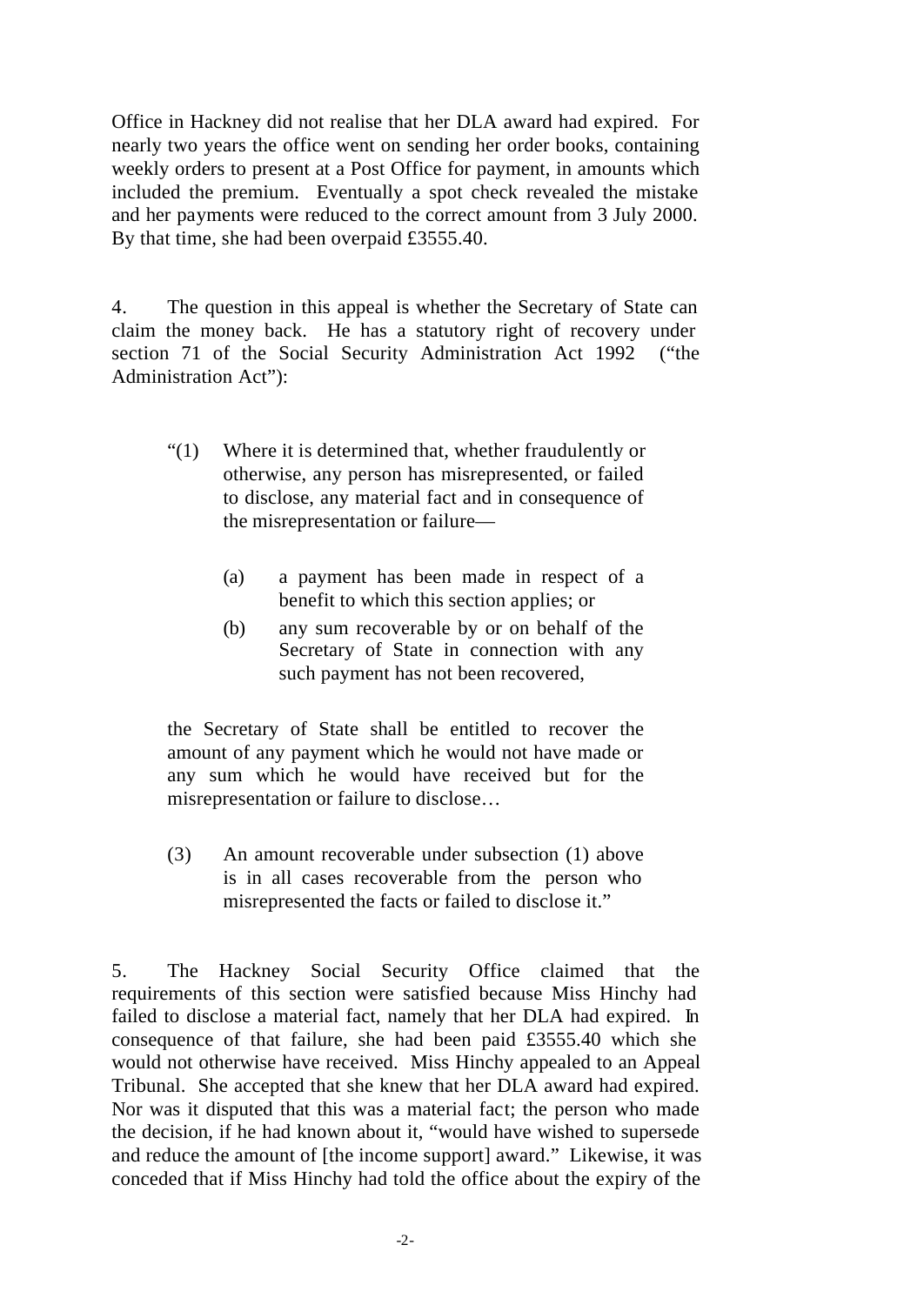Office in Hackney did not realise that her DLA award had expired. For nearly two years the office went on sending her order books, containing weekly orders to present at a Post Office for payment, in amounts which included the premium. Eventually a spot check revealed the mistake and her payments were reduced to the correct amount from 3 July 2000. By that time, she had been overpaid £3555.40.

4. The question in this appeal is whether the Secretary of State can claim the money back. He has a statutory right of recovery under section 71 of the Social Security Administration Act 1992 ("the Administration Act"):

> "(1) Where it is determined that, whether fraudulently or otherwise, any person has misrepresented, or failed to disclose, any material fact and in consequence of the misrepresentation or failure—
>
> (a) a payment has been made in respect of a benefit to which this section applies; or
>
> (b) any sum recoverable by or on behalf of the Secretary of State in connection with any such payment has not been recovered,
>
> the Secretary of State shall be entitled to recover the amount of any payment which he would not have made or any sum which he would have received but for the misrepresentation or failure to disclose…
>
> (3) An amount recoverable under subsection (1) above is in all cases recoverable from the person who misrepresented the facts or failed to disclose it."

5. The Hackney Social Security Office claimed that the requirements of this section were satisfied because Miss Hinchy had failed to disclose a material fact, namely that her DLA had expired. In consequence of that failure, she had been paid £3555.40 which she would not otherwise have received. Miss Hinchy appealed to an Appeal Tribunal. She accepted that she knew that her DLA award had expired. Nor was it disputed that this was a material fact; the person who made the decision, if he had known about it, "would have wished to supersede and reduce the amount of [the income support] award." Likewise, it was conceded that if Miss Hinchy had told the office about the expiry of the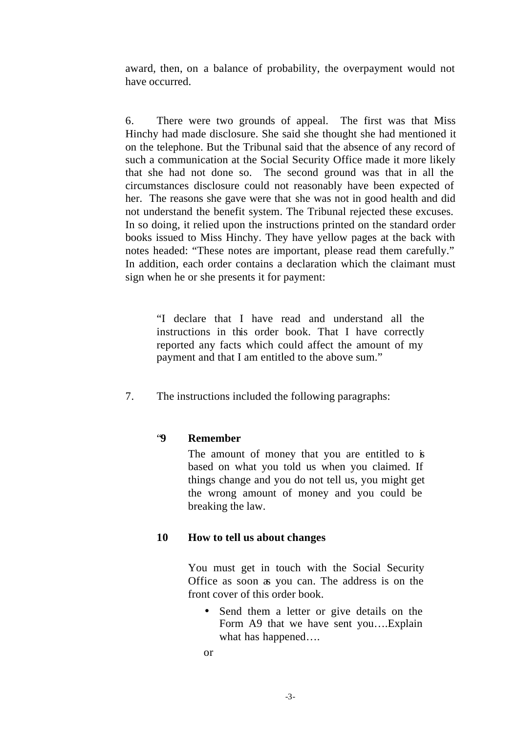award, then, on a balance of probability, the overpayment would not have occurred.

6. There were two grounds of appeal. The first was that Miss Hinchy had made disclosure. She said she thought she had mentioned it on the telephone. But the Tribunal said that the absence of any record of such a communication at the Social Security Office made it more likely that she had not done so. The second ground was that in all the circumstances disclosure could not reasonably have been expected of her. The reasons she gave were that she was not in good health and did not understand the benefit system. The Tribunal rejected these excuses. In so doing, it relied upon the instructions printed on the standard order books issued to Miss Hinchy. They have yellow pages at the back with notes headed: "These notes are important, please read them carefully." In addition, each order contains a declaration which the claimant must sign when he or she presents it for payment:

> "I declare that I have read and understand all the instructions in this order book. That I have correctly reported any facts which could affect the amount of my payment and that I am entitled to the above sum."

7. The instructions included the following paragraphs:

> "**9 Remember**
>
> The amount of money that you are entitled to is based on what you told us when you claimed. If things change and you do not tell us, you might get the wrong amount of money and you could be breaking the law.
>
> **10 How to tell us about changes**
>
> You must get in touch with the Social Security Office as soon as you can. The address is on the front cover of this order book.
>
> - Send them a letter or give details on the Form A9 that we have sent you….Explain what has happened….
>
> or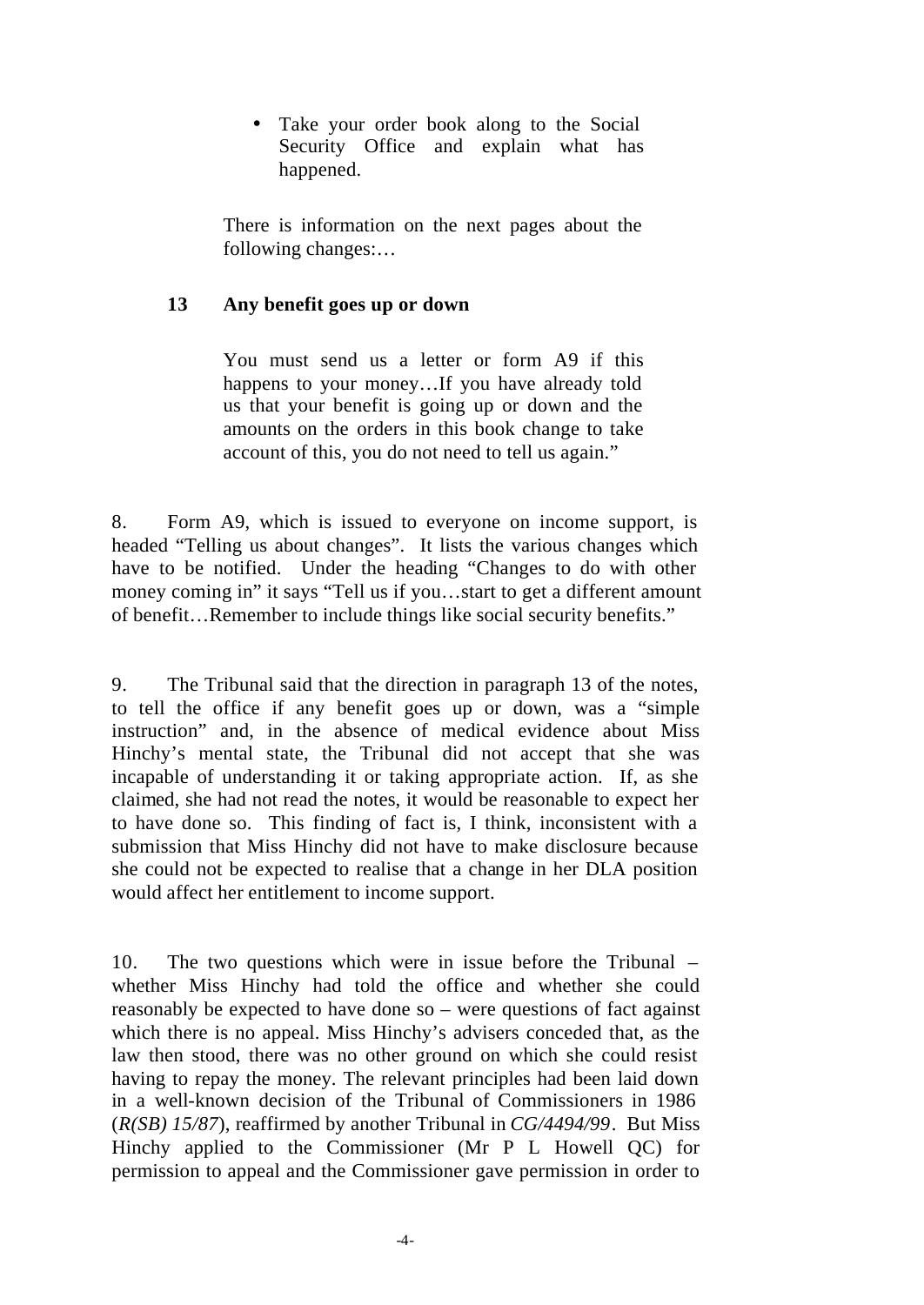> - Take your order book along to the Social Security Office and explain what has happened.
>
> There is information on the next pages about the following changes:…
>
> **13 Any benefit goes up or down**
>
> You must send us a letter or form A9 if this happens to your money…If you have already told us that your benefit is going up or down and the amounts on the orders in this book change to take account of this, you do not need to tell us again."

8. Form A9, which is issued to everyone on income support, is headed "Telling us about changes". It lists the various changes which have to be notified. Under the heading "Changes to do with other money coming in" it says "Tell us if you…start to get a different amount of benefit…Remember to include things like social security benefits."

9. The Tribunal said that the direction in paragraph 13 of the notes, to tell the office if any benefit goes up or down, was a "simple instruction" and, in the absence of medical evidence about Miss Hinchy's mental state, the Tribunal did not accept that she was incapable of understanding it or taking appropriate action. If, as she claimed, she had not read the notes, it would be reasonable to expect her to have done so. This finding of fact is, I think, inconsistent with a submission that Miss Hinchy did not have to make disclosure because she could not be expected to realise that a change in her DLA position would affect her entitlement to income support.

10. The two questions which were in issue before the Tribunal – whether Miss Hinchy had told the office and whether she could reasonably be expected to have done so – were questions of fact against which there is no appeal. Miss Hinchy's advisers conceded that, as the law then stood, there was no other ground on which she could resist having to repay the money. The relevant principles had been laid down in a well-known decision of the Tribunal of Commissioners in 1986 (*R(SB) 15/87*), reaffirmed by another Tribunal in *CG/4494/99*. But Miss Hinchy applied to the Commissioner (Mr P L Howell QC) for permission to appeal and the Commissioner gave permission in order to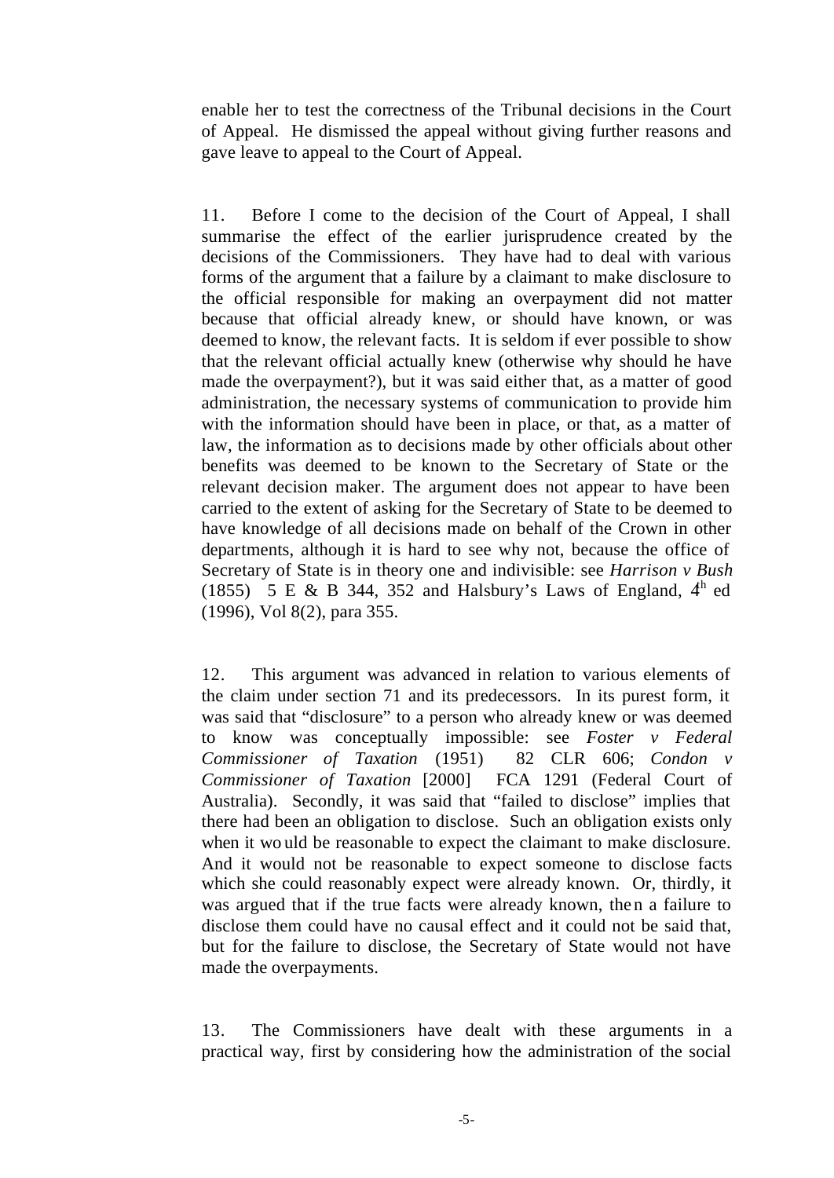enable her to test the correctness of the Tribunal decisions in the Court of Appeal. He dismissed the appeal without giving further reasons and gave leave to appeal to the Court of Appeal.

11. Before I come to the decision of the Court of Appeal, I shall summarise the effect of the earlier jurisprudence created by the decisions of the Commissioners. They have had to deal with various forms of the argument that a failure by a claimant to make disclosure to the official responsible for making an overpayment did not matter because that official already knew, or should have known, or was deemed to know, the relevant facts. It is seldom if ever possible to show that the relevant official actually knew (otherwise why should he have made the overpayment?), but it was said either that, as a matter of good administration, the necessary systems of communication to provide him with the information should have been in place, or that, as a matter of law, the information as to decisions made by other officials about other benefits was deemed to be known to the Secretary of State or the relevant decision maker. The argument does not appear to have been carried to the extent of asking for the Secretary of State to be deemed to have knowledge of all decisions made on behalf of the Crown in other departments, although it is hard to see why not, because the office of Secretary of State is in theory one and indivisible: see *Harrison v Bush* (1855) 5 E & B 344, 352 and Halsbury's Laws of England, 4th ed (1996), Vol 8(2), para 355.

12. This argument was advanced in relation to various elements of the claim under section 71 and its predecessors. In its purest form, it was said that "disclosure" to a person who already knew or was deemed to know was conceptually impossible: see *Foster v Federal Commissioner of Taxation* (1951) 82 CLR 606; *Condon v Commissioner of Taxation* [2000] FCA 1291 (Federal Court of Australia). Secondly, it was said that "failed to disclose" implies that there had been an obligation to disclose. Such an obligation exists only when it would be reasonable to expect the claimant to make disclosure. And it would not be reasonable to expect someone to disclose facts which she could reasonably expect were already known. Or, thirdly, it was argued that if the true facts were already known, then a failure to disclose them could have no causal effect and it could not be said that, but for the failure to disclose, the Secretary of State would not have made the overpayments.

13. The Commissioners have dealt with these arguments in a practical way, first by considering how the administration of the social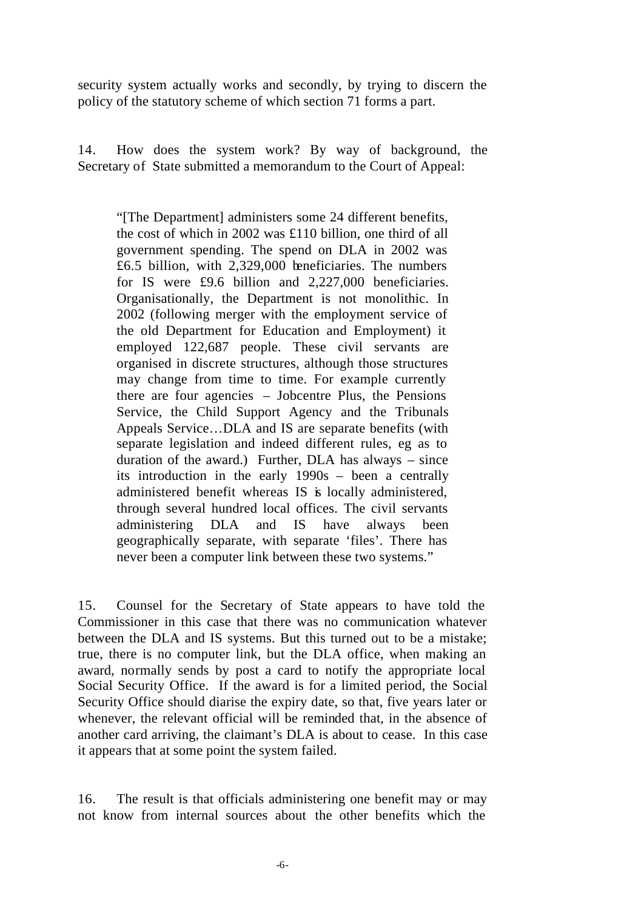security system actually works and secondly, by trying to discern the policy of the statutory scheme of which section 71 forms a part.

14. How does the system work? By way of background, the Secretary of State submitted a memorandum to the Court of Appeal:

> "[The Department] administers some 24 different benefits, the cost of which in 2002 was £110 billion, one third of all government spending. The spend on DLA in 2002 was £6.5 billion, with 2,329,000 beneficiaries. The numbers for IS were £9.6 billion and 2,227,000 beneficiaries. Organisationally, the Department is not monolithic. In 2002 (following merger with the employment service of the old Department for Education and Employment) it employed 122,687 people. These civil servants are organised in discrete structures, although those structures may change from time to time. For example currently there are four agencies – Jobcentre Plus, the Pensions Service, the Child Support Agency and the Tribunals Appeals Service…DLA and IS are separate benefits (with separate legislation and indeed different rules, eg as to duration of the award.) Further, DLA has always – since its introduction in the early 1990s – been a centrally administered benefit whereas IS is locally administered, through several hundred local offices. The civil servants administering DLA and IS have always been geographically separate, with separate 'files'. There has never been a computer link between these two systems."

15. Counsel for the Secretary of State appears to have told the Commissioner in this case that there was no communication whatever between the DLA and IS systems. But this turned out to be a mistake; true, there is no computer link, but the DLA office, when making an award, normally sends by post a card to notify the appropriate local Social Security Office. If the award is for a limited period, the Social Security Office should diarise the expiry date, so that, five years later or whenever, the relevant official will be reminded that, in the absence of another card arriving, the claimant's DLA is about to cease. In this case it appears that at some point the system failed.

16. The result is that officials administering one benefit may or may not know from internal sources about the other benefits which the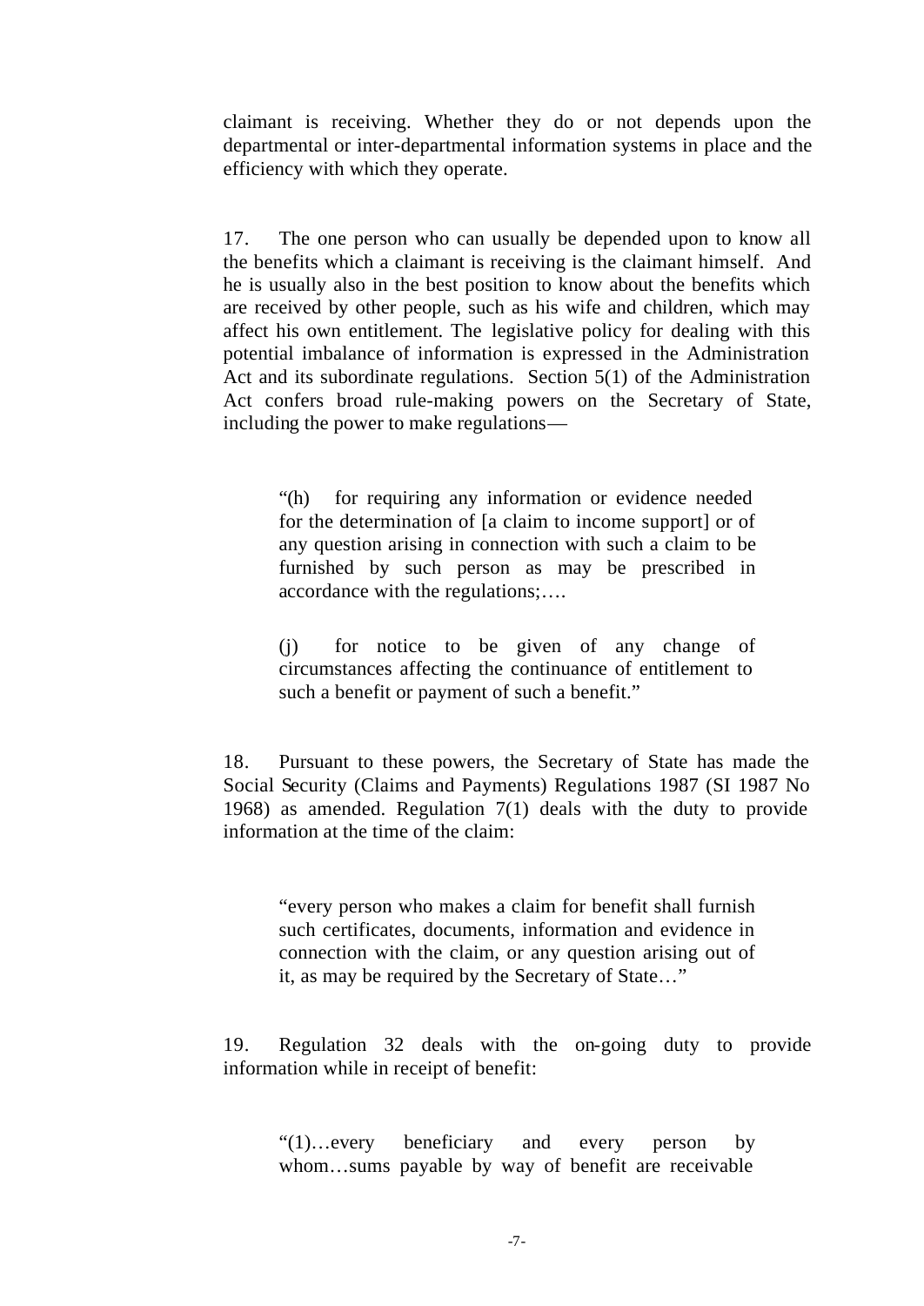claimant is receiving. Whether they do or not depends upon the departmental or inter-departmental information systems in place and the efficiency with which they operate.

17. The one person who can usually be depended upon to know all the benefits which a claimant is receiving is the claimant himself. And he is usually also in the best position to know about the benefits which are received by other people, such as his wife and children, which may affect his own entitlement. The legislative policy for dealing with this potential imbalance of information is expressed in the Administration Act and its subordinate regulations. Section 5(1) of the Administration Act confers broad rule-making powers on the Secretary of State, including the power to make regulations—

> "(h) for requiring any information or evidence needed for the determination of [a claim to income support] or of any question arising in connection with such a claim to be furnished by such person as may be prescribed in accordance with the regulations;….
>
> (j) for notice to be given of any change of circumstances affecting the continuance of entitlement to such a benefit or payment of such a benefit."

18. Pursuant to these powers, the Secretary of State has made the Social Security (Claims and Payments) Regulations 1987 (SI 1987 No 1968) as amended. Regulation 7(1) deals with the duty to provide information at the time of the claim:

> "every person who makes a claim for benefit shall furnish such certificates, documents, information and evidence in connection with the claim, or any question arising out of it, as may be required by the Secretary of State…"

19. Regulation 32 deals with the on-going duty to provide information while in receipt of benefit:

> "(1)…every beneficiary and every person by whom…sums payable by way of benefit are receivable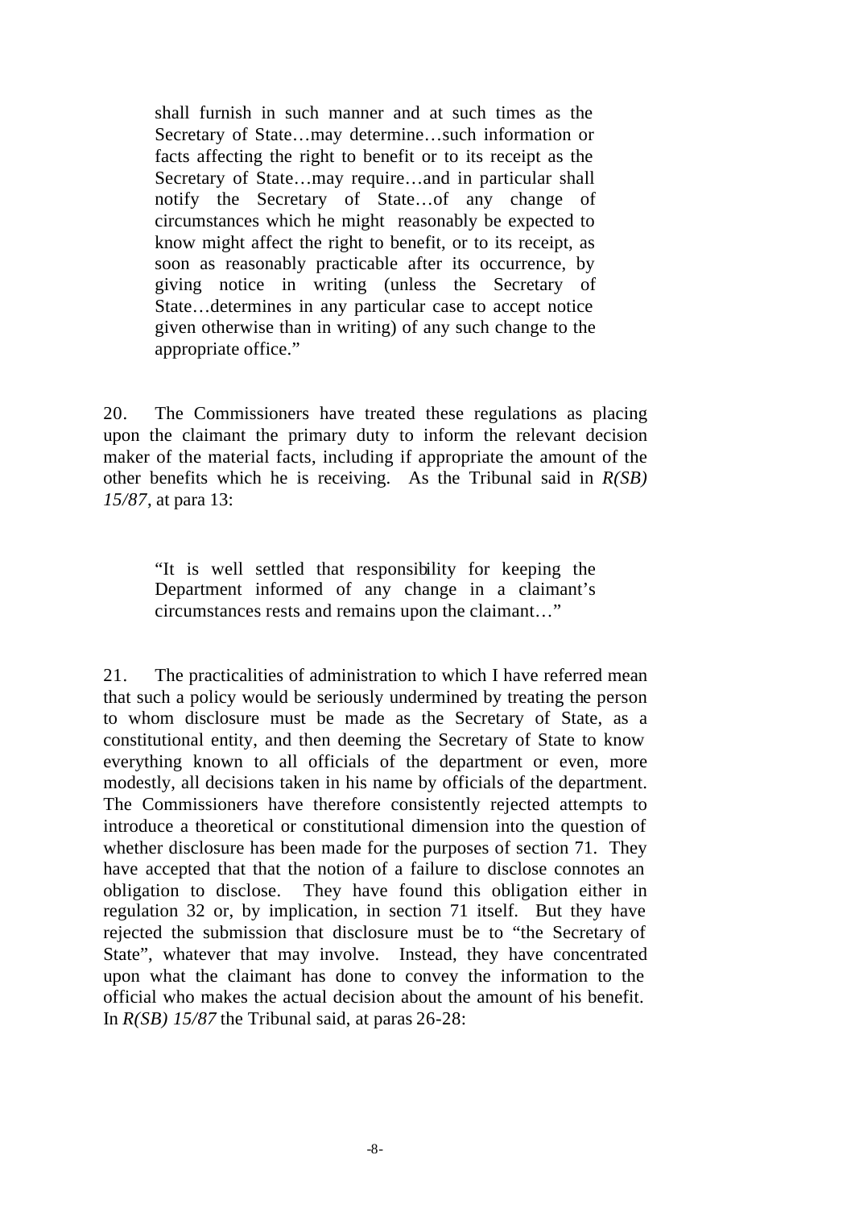> shall furnish in such manner and at such times as the Secretary of State…may determine…such information or facts affecting the right to benefit or to its receipt as the Secretary of State…may require…and in particular shall notify the Secretary of State…of any change of circumstances which he might reasonably be expected to know might affect the right to benefit, or to its receipt, as soon as reasonably practicable after its occurrence, by giving notice in writing (unless the Secretary of State…determines in any particular case to accept notice given otherwise than in writing) of any such change to the appropriate office."

20. The Commissioners have treated these regulations as placing upon the claimant the primary duty to inform the relevant decision maker of the material facts, including if appropriate the amount of the other benefits which he is receiving. As the Tribunal said in *R(SB) 15/87*, at para 13:

> "It is well settled that responsibility for keeping the Department informed of any change in a claimant's circumstances rests and remains upon the claimant…"

21. The practicalities of administration to which I have referred mean that such a policy would be seriously undermined by treating the person to whom disclosure must be made as the Secretary of State, as a constitutional entity, and then deeming the Secretary of State to know everything known to all officials of the department or even, more modestly, all decisions taken in his name by officials of the department. The Commissioners have therefore consistently rejected attempts to introduce a theoretical or constitutional dimension into the question of whether disclosure has been made for the purposes of section 71. They have accepted that that the notion of a failure to disclose connotes an obligation to disclose. They have found this obligation either in regulation 32 or, by implication, in section 71 itself. But they have rejected the submission that disclosure must be to "the Secretary of State", whatever that may involve. Instead, they have concentrated upon what the claimant has done to convey the information to the official who makes the actual decision about the amount of his benefit. In *R(SB) 15/87* the Tribunal said, at paras 26-28: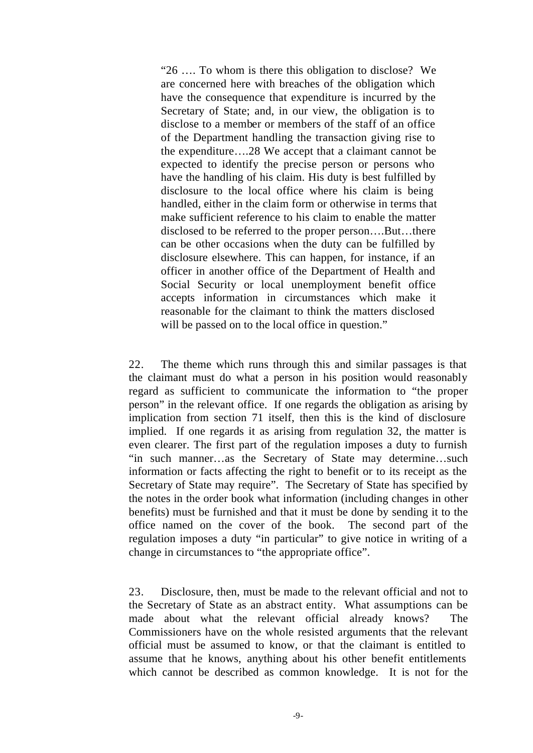> "26 …. To whom is there this obligation to disclose? We are concerned here with breaches of the obligation which have the consequence that expenditure is incurred by the Secretary of State; and, in our view, the obligation is to disclose to a member or members of the staff of an office of the Department handling the transaction giving rise to the expenditure….28 We accept that a claimant cannot be expected to identify the precise person or persons who have the handling of his claim. His duty is best fulfilled by disclosure to the local office where his claim is being handled, either in the claim form or otherwise in terms that make sufficient reference to his claim to enable the matter disclosed to be referred to the proper person….But…there can be other occasions when the duty can be fulfilled by disclosure elsewhere. This can happen, for instance, if an officer in another office of the Department of Health and Social Security or local unemployment benefit office accepts information in circumstances which make it reasonable for the claimant to think the matters disclosed will be passed on to the local office in question."

22. The theme which runs through this and similar passages is that the claimant must do what a person in his position would reasonably regard as sufficient to communicate the information to "the proper person" in the relevant office. If one regards the obligation as arising by implication from section 71 itself, then this is the kind of disclosure implied. If one regards it as arising from regulation 32, the matter is even clearer. The first part of the regulation imposes a duty to furnish "in such manner…as the Secretary of State may determine…such information or facts affecting the right to benefit or to its receipt as the Secretary of State may require". The Secretary of State has specified by the notes in the order book what information (including changes in other benefits) must be furnished and that it must be done by sending it to the office named on the cover of the book. The second part of the regulation imposes a duty "in particular" to give notice in writing of a change in circumstances to "the appropriate office".

23. Disclosure, then, must be made to the relevant official and not to the Secretary of State as an abstract entity. What assumptions can be made about what the relevant official already knows? The Commissioners have on the whole resisted arguments that the relevant official must be assumed to know, or that the claimant is entitled to assume that he knows, anything about his other benefit entitlements which cannot be described as common knowledge. It is not for the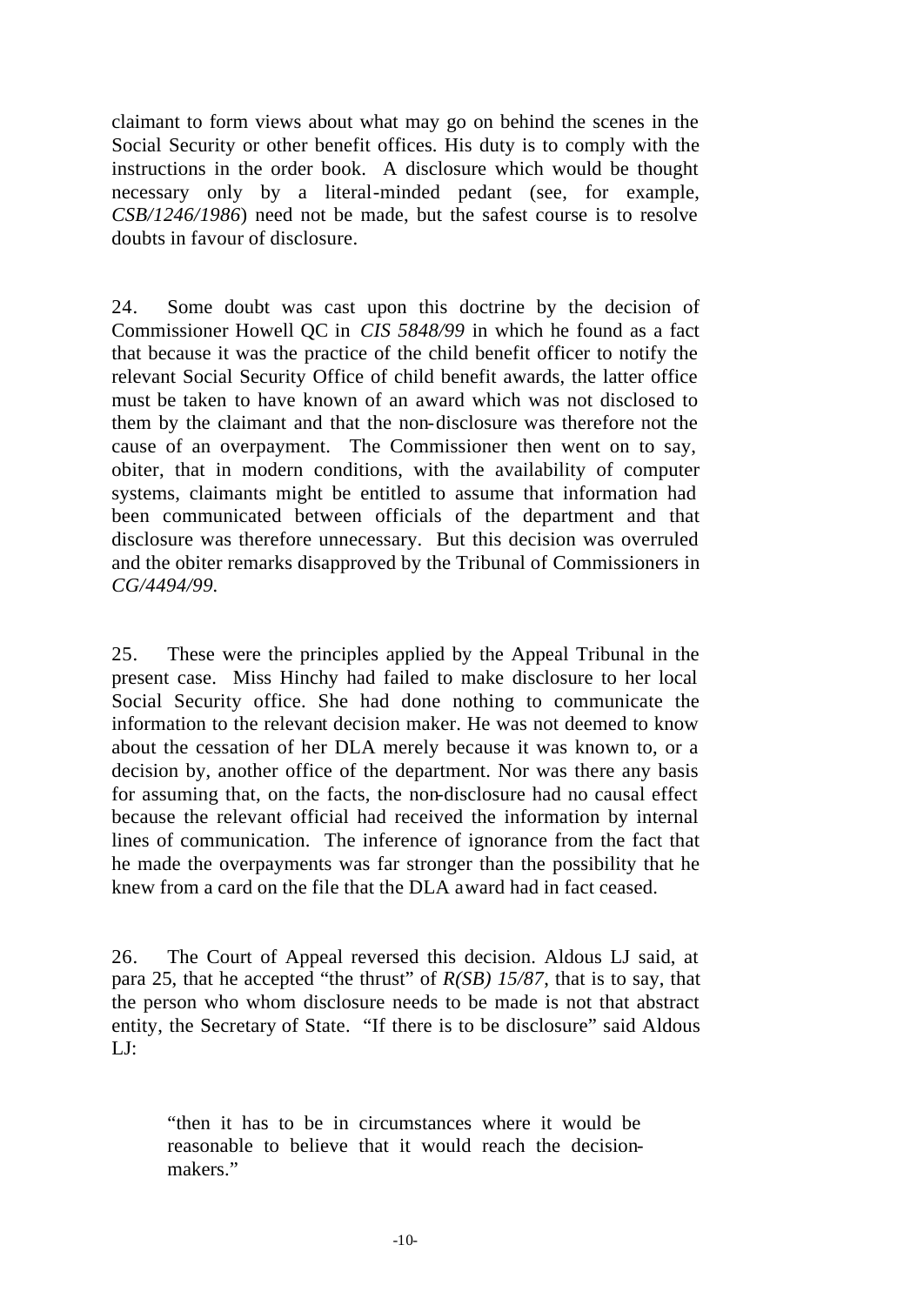claimant to form views about what may go on behind the scenes in the Social Security or other benefit offices. His duty is to comply with the instructions in the order book. A disclosure which would be thought necessary only by a literal-minded pedant (see, for example, *CSB/1246/1986*) need not be made, but the safest course is to resolve doubts in favour of disclosure.

24. Some doubt was cast upon this doctrine by the decision of Commissioner Howell QC in *CIS 5848/99* in which he found as a fact that because it was the practice of the child benefit officer to notify the relevant Social Security Office of child benefit awards, the latter office must be taken to have known of an award which was not disclosed to them by the claimant and that the non-disclosure was therefore not the cause of an overpayment. The Commissioner then went on to say, obiter, that in modern conditions, with the availability of computer systems, claimants might be entitled to assume that information had been communicated between officials of the department and that disclosure was therefore unnecessary. But this decision was overruled and the obiter remarks disapproved by the Tribunal of Commissioners in *CG/4494/99.*

25. These were the principles applied by the Appeal Tribunal in the present case. Miss Hinchy had failed to make disclosure to her local Social Security office. She had done nothing to communicate the information to the relevant decision maker. He was not deemed to know about the cessation of her DLA merely because it was known to, or a decision by, another office of the department. Nor was there any basis for assuming that, on the facts, the non-disclosure had no causal effect because the relevant official had received the information by internal lines of communication. The inference of ignorance from the fact that he made the overpayments was far stronger than the possibility that he knew from a card on the file that the DLA award had in fact ceased.

26. The Court of Appeal reversed this decision. Aldous LJ said, at para 25, that he accepted "the thrust" of *R(SB) 15/87*, that is to say, that the person who whom disclosure needs to be made is not that abstract entity, the Secretary of State. "If there is to be disclosure" said Aldous LJ:

> "then it has to be in circumstances where it would be reasonable to believe that it would reach the decision-makers."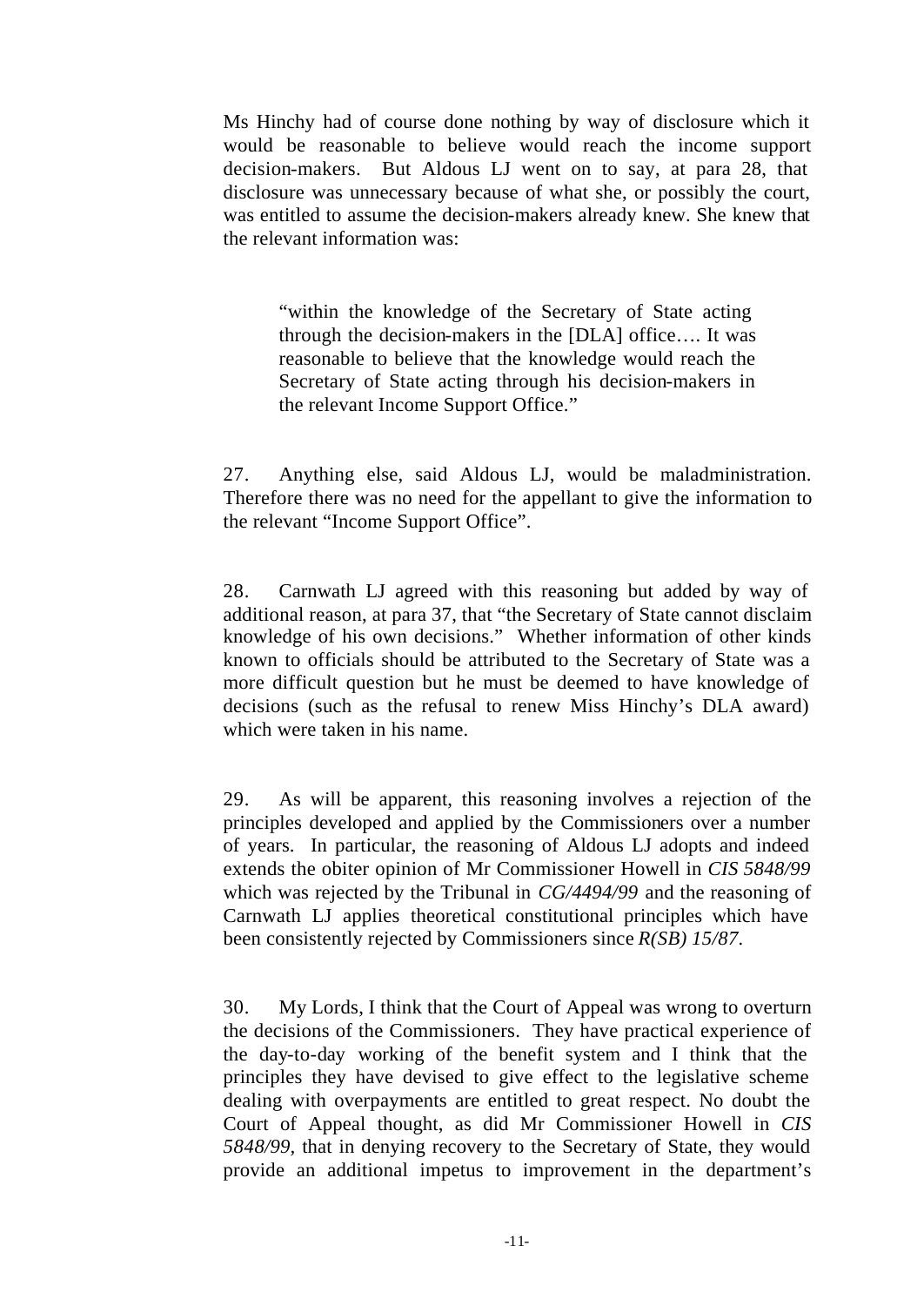Ms Hinchy had of course done nothing by way of disclosure which it would be reasonable to believe would reach the income support decision-makers. But Aldous LJ went on to say, at para 28, that disclosure was unnecessary because of what she, or possibly the court, was entitled to assume the decision-makers already knew. She knew that the relevant information was:

> "within the knowledge of the Secretary of State acting through the decision-makers in the [DLA] office…. It was reasonable to believe that the knowledge would reach the Secretary of State acting through his decision-makers in the relevant Income Support Office."

27. Anything else, said Aldous LJ, would be maladministration. Therefore there was no need for the appellant to give the information to the relevant "Income Support Office".

28. Carnwath LJ agreed with this reasoning but added by way of additional reason, at para 37, that "the Secretary of State cannot disclaim knowledge of his own decisions." Whether information of other kinds known to officials should be attributed to the Secretary of State was a more difficult question but he must be deemed to have knowledge of decisions (such as the refusal to renew Miss Hinchy's DLA award) which were taken in his name.

29. As will be apparent, this reasoning involves a rejection of the principles developed and applied by the Commissioners over a number of years. In particular, the reasoning of Aldous LJ adopts and indeed extends the obiter opinion of Mr Commissioner Howell in *CIS 5848/99* which was rejected by the Tribunal in *CG/4494/99* and the reasoning of Carnwath LJ applies theoretical constitutional principles which have been consistently rejected by Commissioners since *R(SB) 15/87*.

30. My Lords, I think that the Court of Appeal was wrong to overturn the decisions of the Commissioners. They have practical experience of the day-to-day working of the benefit system and I think that the principles they have devised to give effect to the legislative scheme dealing with overpayments are entitled to great respect. No doubt the Court of Appeal thought, as did Mr Commissioner Howell in *CIS 5848/99*, that in denying recovery to the Secretary of State, they would provide an additional impetus to improvement in the department's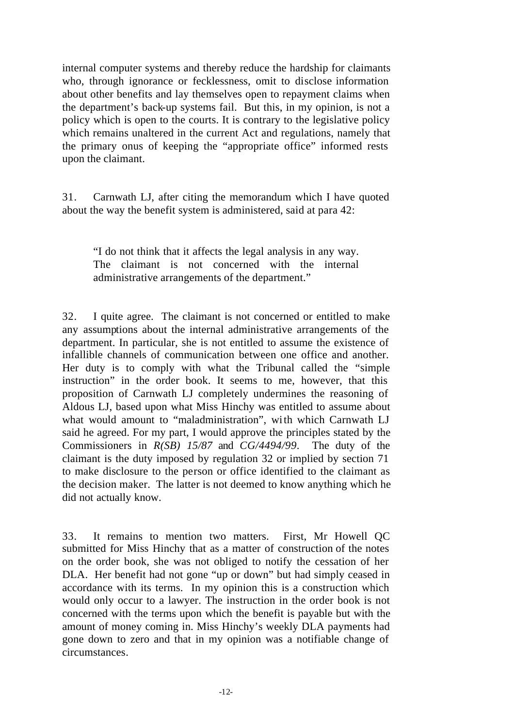internal computer systems and thereby reduce the hardship for claimants who, through ignorance or fecklessness, omit to disclose information about other benefits and lay themselves open to repayment claims when the department's back-up systems fail. But this, in my opinion, is not a policy which is open to the courts. It is contrary to the legislative policy which remains unaltered in the current Act and regulations, namely that the primary onus of keeping the "appropriate office" informed rests upon the claimant.

31. Carnwath LJ, after citing the memorandum which I have quoted about the way the benefit system is administered, said at para 42:

> "I do not think that it affects the legal analysis in any way. The claimant is not concerned with the internal administrative arrangements of the department."

32. I quite agree. The claimant is not concerned or entitled to make any assumptions about the internal administrative arrangements of the department. In particular, she is not entitled to assume the existence of infallible channels of communication between one office and another. Her duty is to comply with what the Tribunal called the "simple instruction" in the order book. It seems to me, however, that this proposition of Carnwath LJ completely undermines the reasoning of Aldous LJ, based upon what Miss Hinchy was entitled to assume about what would amount to "maladministration", with which Carnwath LJ said he agreed. For my part, I would approve the principles stated by the Commissioners in *R(SB) 15/87* and *CG/4494/99*. The duty of the claimant is the duty imposed by regulation 32 or implied by section 71 to make disclosure to the person or office identified to the claimant as the decision maker. The latter is not deemed to know anything which he did not actually know.

33. It remains to mention two matters. First, Mr Howell QC submitted for Miss Hinchy that as a matter of construction of the notes on the order book, she was not obliged to notify the cessation of her DLA. Her benefit had not gone "up or down" but had simply ceased in accordance with its terms. In my opinion this is a construction which would only occur to a lawyer. The instruction in the order book is not concerned with the terms upon which the benefit is payable but with the amount of money coming in. Miss Hinchy's weekly DLA payments had gone down to zero and that in my opinion was a notifiable change of circumstances.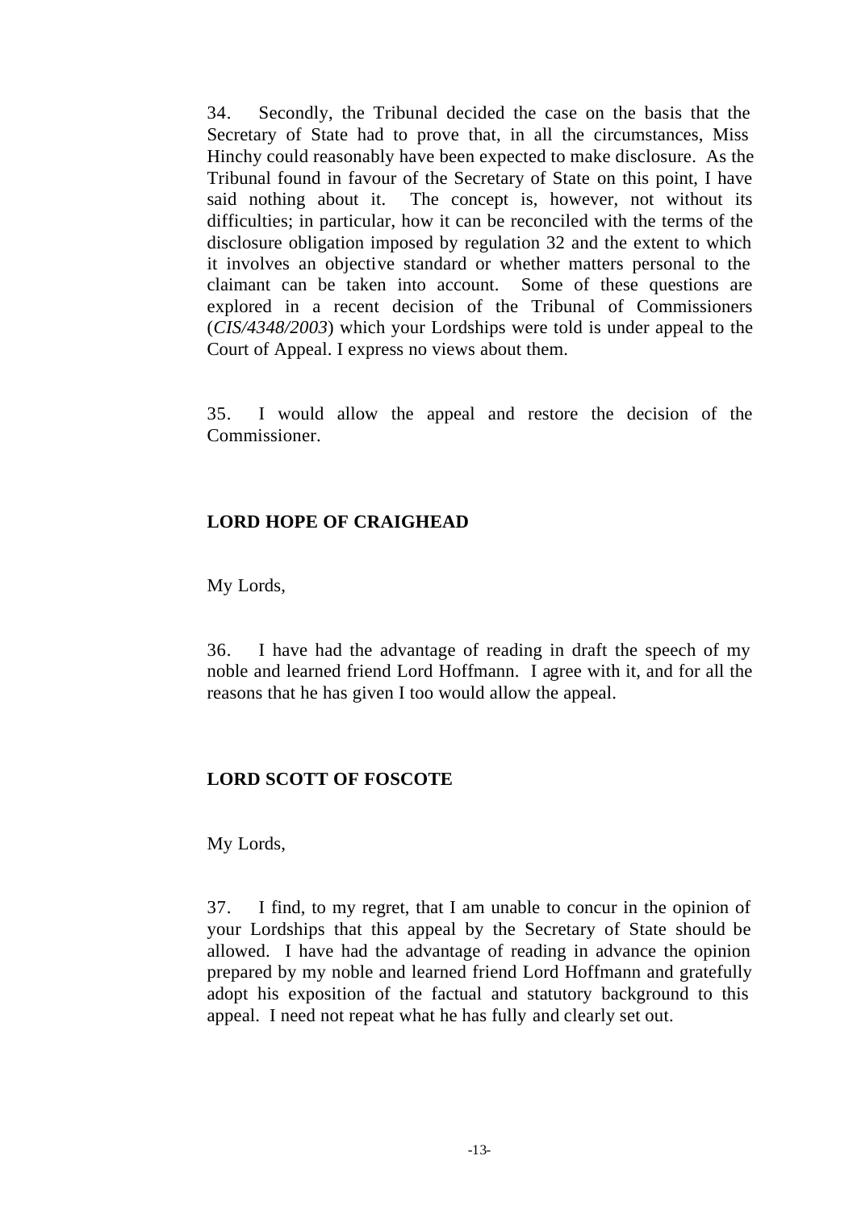34. Secondly, the Tribunal decided the case on the basis that the Secretary of State had to prove that, in all the circumstances, Miss Hinchy could reasonably have been expected to make disclosure. As the Tribunal found in favour of the Secretary of State on this point, I have said nothing about it. The concept is, however, not without its difficulties; in particular, how it can be reconciled with the terms of the disclosure obligation imposed by regulation 32 and the extent to which it involves an objective standard or whether matters personal to the claimant can be taken into account. Some of these questions are explored in a recent decision of the Tribunal of Commissioners (*CIS/4348/2003*) which your Lordships were told is under appeal to the Court of Appeal. I express no views about them.

35. I would allow the appeal and restore the decision of the Commissioner.

**LORD HOPE OF CRAIGHEAD**

My Lords,

36. I have had the advantage of reading in draft the speech of my noble and learned friend Lord Hoffmann. I agree with it, and for all the reasons that he has given I too would allow the appeal.

**LORD SCOTT OF FOSCOTE**

My Lords,

37. I find, to my regret, that I am unable to concur in the opinion of your Lordships that this appeal by the Secretary of State should be allowed. I have had the advantage of reading in advance the opinion prepared by my noble and learned friend Lord Hoffmann and gratefully adopt his exposition of the factual and statutory background to this appeal. I need not repeat what he has fully and clearly set out.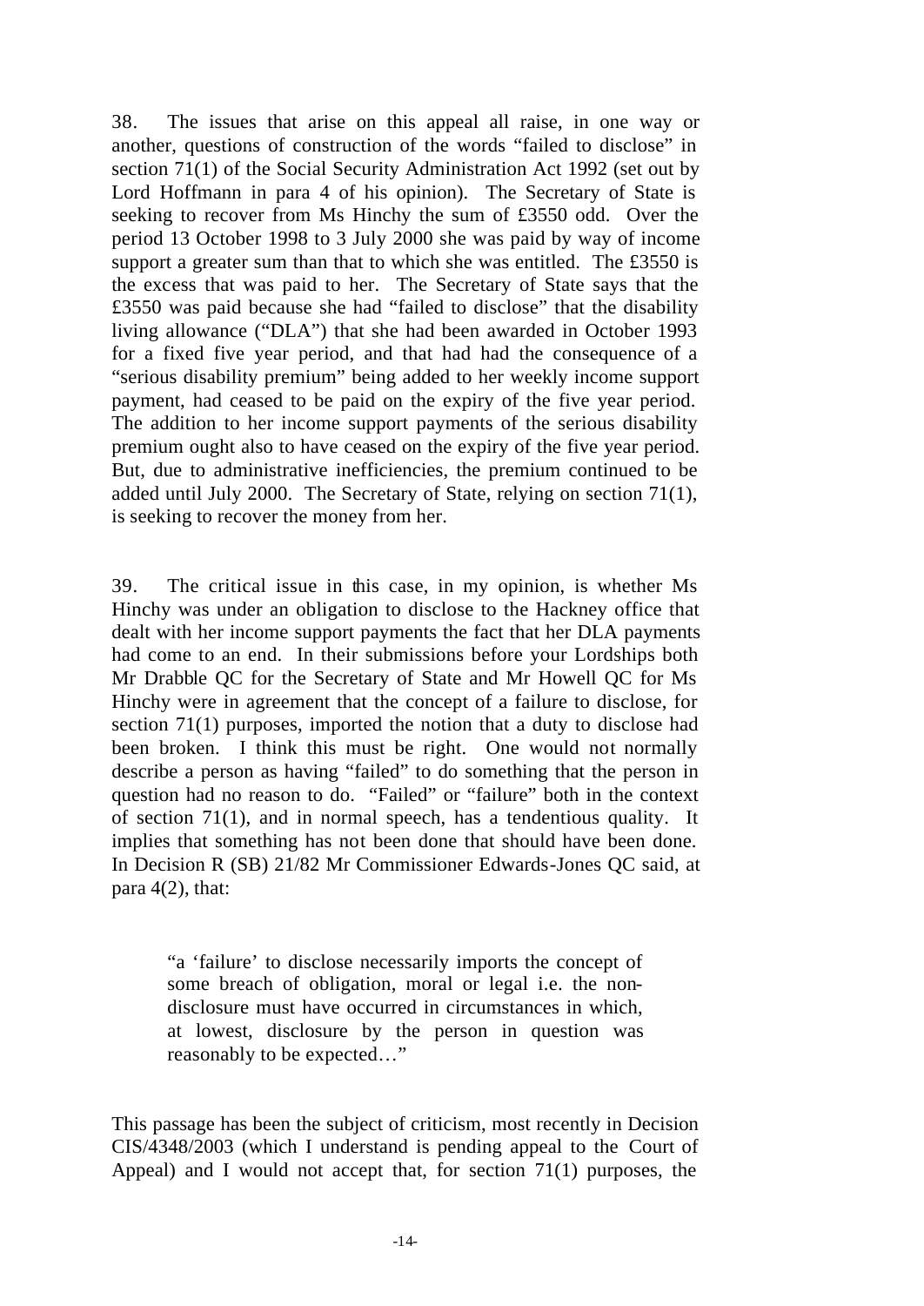38. The issues that arise on this appeal all raise, in one way or another, questions of construction of the words "failed to disclose" in section 71(1) of the Social Security Administration Act 1992 (set out by Lord Hoffmann in para 4 of his opinion). The Secretary of State is seeking to recover from Ms Hinchy the sum of £3550 odd. Over the period 13 October 1998 to 3 July 2000 she was paid by way of income support a greater sum than that to which she was entitled. The £3550 is the excess that was paid to her. The Secretary of State says that the £3550 was paid because she had "failed to disclose" that the disability living allowance ("DLA") that she had been awarded in October 1993 for a fixed five year period, and that had had the consequence of a "serious disability premium" being added to her weekly income support payment, had ceased to be paid on the expiry of the five year period. The addition to her income support payments of the serious disability premium ought also to have ceased on the expiry of the five year period. But, due to administrative inefficiencies, the premium continued to be added until July 2000. The Secretary of State, relying on section 71(1), is seeking to recover the money from her.

39. The critical issue in this case, in my opinion, is whether Ms Hinchy was under an obligation to disclose to the Hackney office that dealt with her income support payments the fact that her DLA payments had come to an end. In their submissions before your Lordships both Mr Drabble QC for the Secretary of State and Mr Howell QC for Ms Hinchy were in agreement that the concept of a failure to disclose, for section 71(1) purposes, imported the notion that a duty to disclose had been broken. I think this must be right. One would not normally describe a person as having "failed" to do something that the person in question had no reason to do. "Failed" or "failure" both in the context of section 71(1), and in normal speech, has a tendentious quality. It implies that something has not been done that should have been done. In Decision R (SB) 21/82 Mr Commissioner Edwards-Jones QC said, at para 4(2), that:

> "a 'failure' to disclose necessarily imports the concept of some breach of obligation, moral or legal i.e. the non-disclosure must have occurred in circumstances in which, at lowest, disclosure by the person in question was reasonably to be expected…"

This passage has been the subject of criticism, most recently in Decision CIS/4348/2003 (which I understand is pending appeal to the Court of Appeal) and I would not accept that, for section 71(1) purposes, the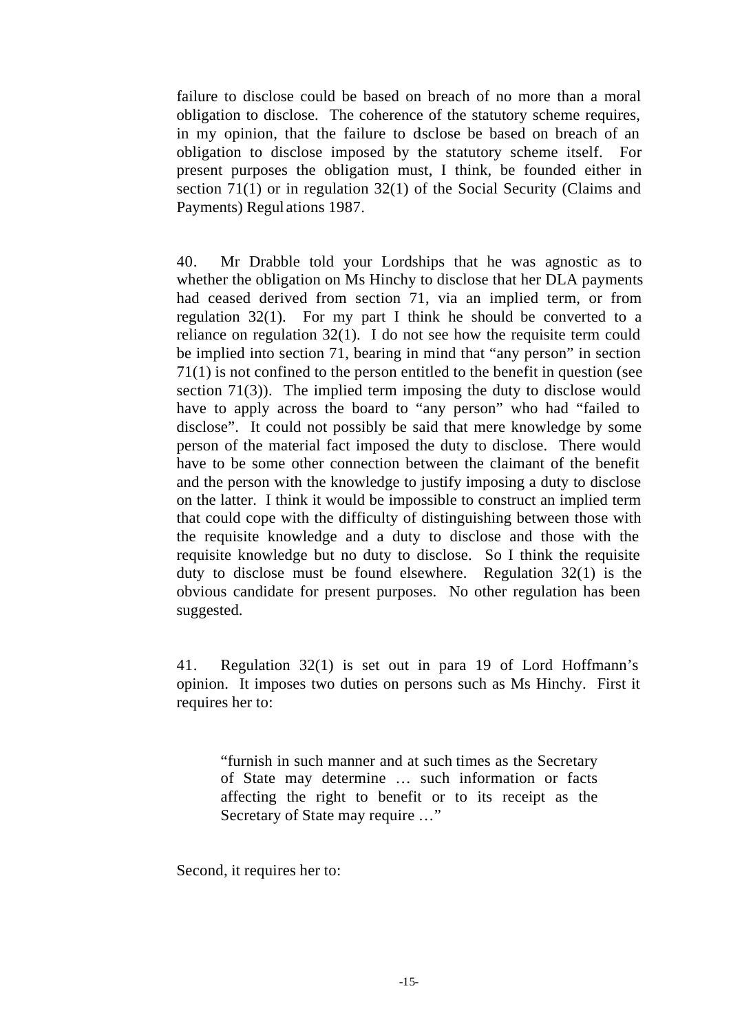failure to disclose could be based on breach of no more than a moral obligation to disclose. The coherence of the statutory scheme requires, in my opinion, that the failure to disclose be based on breach of an obligation to disclose imposed by the statutory scheme itself. For present purposes the obligation must, I think, be founded either in section 71(1) or in regulation 32(1) of the Social Security (Claims and Payments) Regulations 1987.

40. Mr Drabble told your Lordships that he was agnostic as to whether the obligation on Ms Hinchy to disclose that her DLA payments had ceased derived from section 71, via an implied term, or from regulation 32(1). For my part I think he should be converted to a reliance on regulation 32(1). I do not see how the requisite term could be implied into section 71, bearing in mind that "any person" in section 71(1) is not confined to the person entitled to the benefit in question (see section 71(3)). The implied term imposing the duty to disclose would have to apply across the board to "any person" who had "failed to disclose". It could not possibly be said that mere knowledge by some person of the material fact imposed the duty to disclose. There would have to be some other connection between the claimant of the benefit and the person with the knowledge to justify imposing a duty to disclose on the latter. I think it would be impossible to construct an implied term that could cope with the difficulty of distinguishing between those with the requisite knowledge and a duty to disclose and those with the requisite knowledge but no duty to disclose. So I think the requisite duty to disclose must be found elsewhere. Regulation 32(1) is the obvious candidate for present purposes. No other regulation has been suggested.

41. Regulation 32(1) is set out in para 19 of Lord Hoffmann's opinion. It imposes two duties on persons such as Ms Hinchy. First it requires her to:

> "furnish in such manner and at such times as the Secretary of State may determine … such information or facts affecting the right to benefit or to its receipt as the Secretary of State may require …"

Second, it requires her to: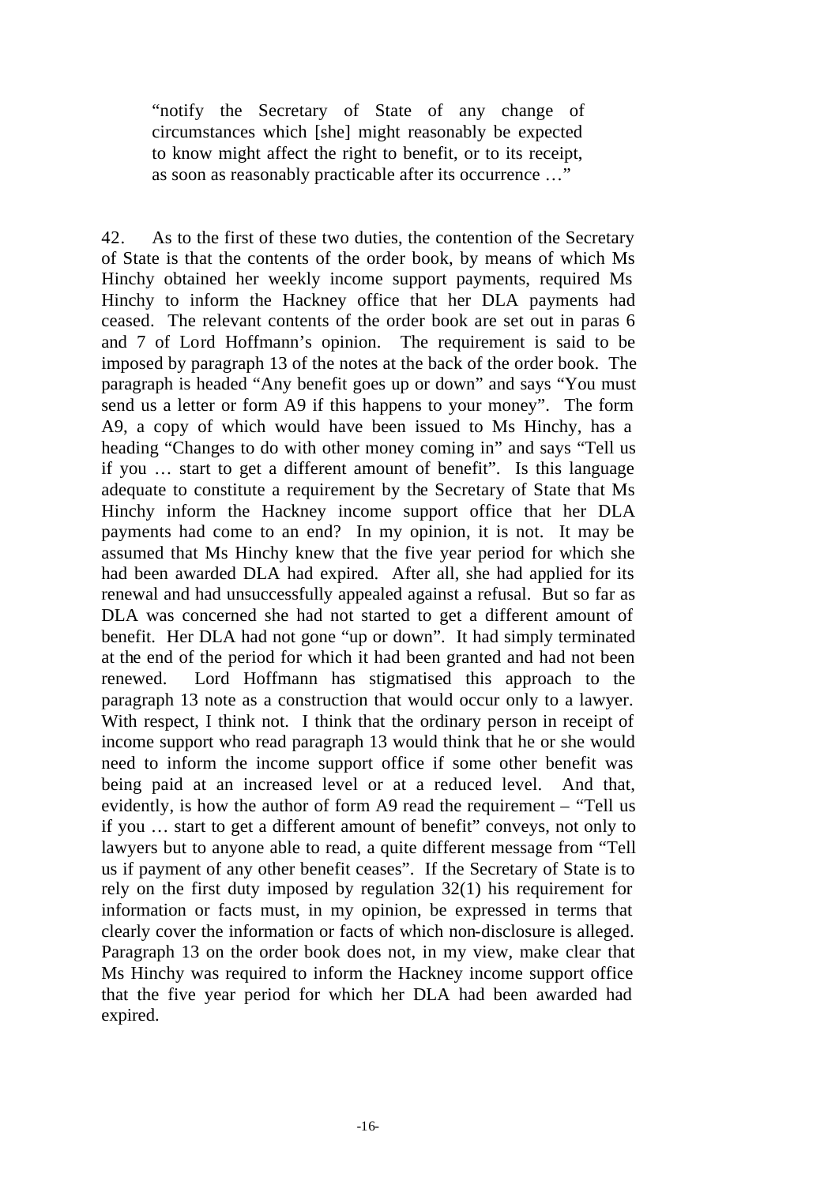> "notify the Secretary of State of any change of circumstances which [she] might reasonably be expected to know might affect the right to benefit, or to its receipt, as soon as reasonably practicable after its occurrence …"

42. As to the first of these two duties, the contention of the Secretary of State is that the contents of the order book, by means of which Ms Hinchy obtained her weekly income support payments, required Ms Hinchy to inform the Hackney office that her DLA payments had ceased. The relevant contents of the order book are set out in paras 6 and 7 of Lord Hoffmann's opinion. The requirement is said to be imposed by paragraph 13 of the notes at the back of the order book. The paragraph is headed "Any benefit goes up or down" and says "You must send us a letter or form A9 if this happens to your money". The form A9, a copy of which would have been issued to Ms Hinchy, has a heading "Changes to do with other money coming in" and says "Tell us if you … start to get a different amount of benefit". Is this language adequate to constitute a requirement by the Secretary of State that Ms Hinchy inform the Hackney income support office that her DLA payments had come to an end? In my opinion, it is not. It may be assumed that Ms Hinchy knew that the five year period for which she had been awarded DLA had expired. After all, she had applied for its renewal and had unsuccessfully appealed against a refusal. But so far as DLA was concerned she had not started to get a different amount of benefit. Her DLA had not gone "up or down". It had simply terminated at the end of the period for which it had been granted and had not been renewed. Lord Hoffmann has stigmatised this approach to the paragraph 13 note as a construction that would occur only to a lawyer. With respect, I think not. I think that the ordinary person in receipt of income support who read paragraph 13 would think that he or she would need to inform the income support office if some other benefit was being paid at an increased level or at a reduced level. And that, evidently, is how the author of form A9 read the requirement – "Tell us if you … start to get a different amount of benefit" conveys, not only to lawyers but to anyone able to read, a quite different message from "Tell us if payment of any other benefit ceases". If the Secretary of State is to rely on the first duty imposed by regulation 32(1) his requirement for information or facts must, in my opinion, be expressed in terms that clearly cover the information or facts of which non-disclosure is alleged. Paragraph 13 on the order book does not, in my view, make clear that Ms Hinchy was required to inform the Hackney income support office that the five year period for which her DLA had been awarded had expired.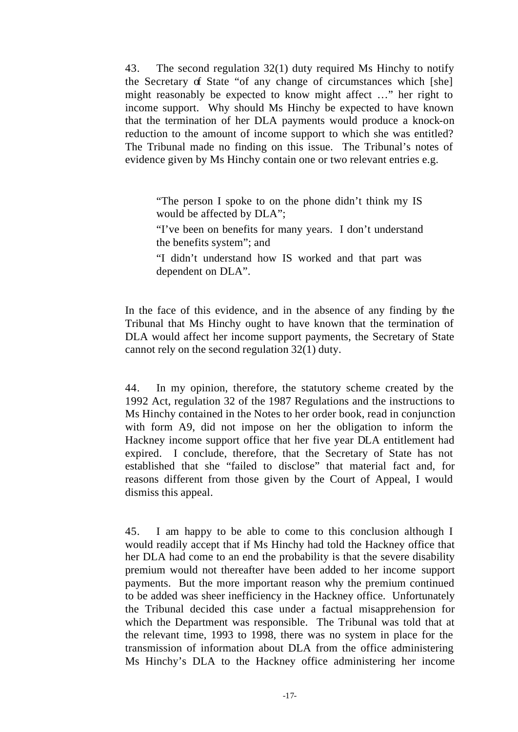43. The second regulation 32(1) duty required Ms Hinchy to notify the Secretary of State "of any change of circumstances which [she] might reasonably be expected to know might affect …" her right to income support. Why should Ms Hinchy be expected to have known that the termination of her DLA payments would produce a knock-on reduction to the amount of income support to which she was entitled? The Tribunal made no finding on this issue. The Tribunal's notes of evidence given by Ms Hinchy contain one or two relevant entries e.g.

> "The person I spoke to on the phone didn't think my IS would be affected by DLA";
>
> "I've been on benefits for many years. I don't understand the benefits system"; and
>
> "I didn't understand how IS worked and that part was dependent on DLA".

In the face of this evidence, and in the absence of any finding by the Tribunal that Ms Hinchy ought to have known that the termination of DLA would affect her income support payments, the Secretary of State cannot rely on the second regulation 32(1) duty.

44. In my opinion, therefore, the statutory scheme created by the 1992 Act, regulation 32 of the 1987 Regulations and the instructions to Ms Hinchy contained in the Notes to her order book, read in conjunction with form A9, did not impose on her the obligation to inform the Hackney income support office that her five year DLA entitlement had expired. I conclude, therefore, that the Secretary of State has not established that she "failed to disclose" that material fact and, for reasons different from those given by the Court of Appeal, I would dismiss this appeal.

45. I am happy to be able to come to this conclusion although I would readily accept that if Ms Hinchy had told the Hackney office that her DLA had come to an end the probability is that the severe disability premium would not thereafter have been added to her income support payments. But the more important reason why the premium continued to be added was sheer inefficiency in the Hackney office. Unfortunately the Tribunal decided this case under a factual misapprehension for which the Department was responsible. The Tribunal was told that at the relevant time, 1993 to 1998, there was no system in place for the transmission of information about DLA from the office administering Ms Hinchy's DLA to the Hackney office administering her income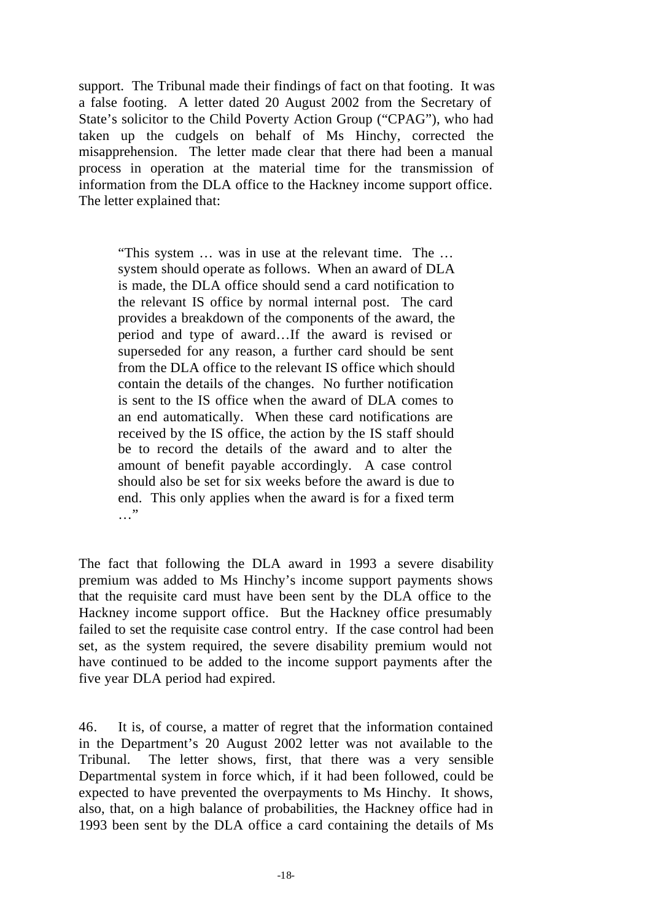support. The Tribunal made their findings of fact on that footing. It was a false footing. A letter dated 20 August 2002 from the Secretary of State's solicitor to the Child Poverty Action Group ("CPAG"), who had taken up the cudgels on behalf of Ms Hinchy, corrected the misapprehension. The letter made clear that there had been a manual process in operation at the material time for the transmission of information from the DLA office to the Hackney income support office. The letter explained that:

> "This system … was in use at the relevant time. The … system should operate as follows. When an award of DLA is made, the DLA office should send a card notification to the relevant IS office by normal internal post. The card provides a breakdown of the components of the award, the period and type of award…If the award is revised or superseded for any reason, a further card should be sent from the DLA office to the relevant IS office which should contain the details of the changes. No further notification is sent to the IS office when the award of DLA comes to an end automatically. When these card notifications are received by the IS office, the action by the IS staff should be to record the details of the award and to alter the amount of benefit payable accordingly. A case control should also be set for six weeks before the award is due to end. This only applies when the award is for a fixed term …"

The fact that following the DLA award in 1993 a severe disability premium was added to Ms Hinchy's income support payments shows that the requisite card must have been sent by the DLA office to the Hackney income support office. But the Hackney office presumably failed to set the requisite case control entry. If the case control had been set, as the system required, the severe disability premium would not have continued to be added to the income support payments after the five year DLA period had expired.

46. It is, of course, a matter of regret that the information contained in the Department's 20 August 2002 letter was not available to the Tribunal. The letter shows, first, that there was a very sensible Departmental system in force which, if it had been followed, could be expected to have prevented the overpayments to Ms Hinchy. It shows, also, that, on a high balance of probabilities, the Hackney office had in 1993 been sent by the DLA office a card containing the details of Ms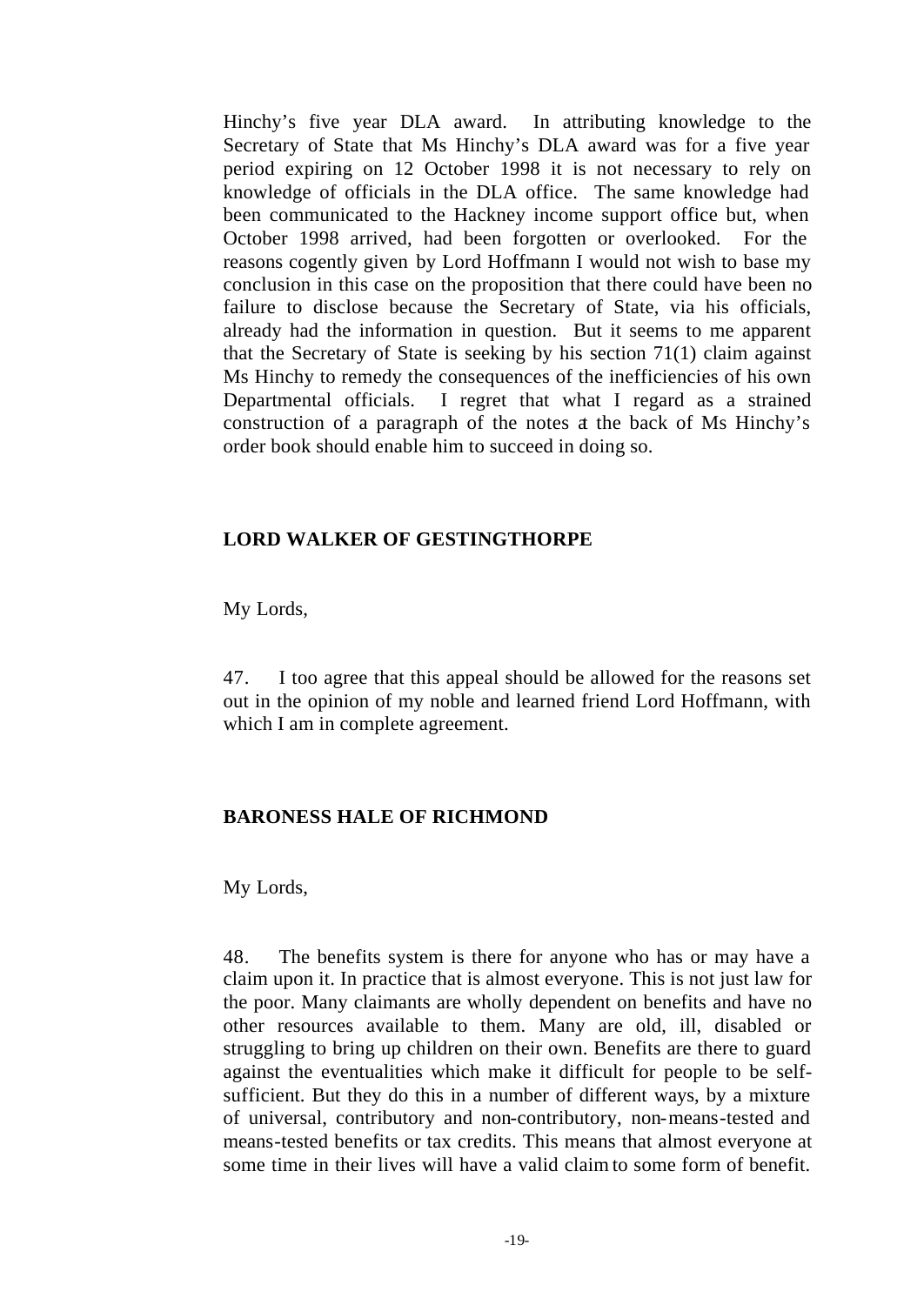Hinchy's five year DLA award. In attributing knowledge to the Secretary of State that Ms Hinchy's DLA award was for a five year period expiring on 12 October 1998 it is not necessary to rely on knowledge of officials in the DLA office. The same knowledge had been communicated to the Hackney income support office but, when October 1998 arrived, had been forgotten or overlooked. For the reasons cogently given by Lord Hoffmann I would not wish to base my conclusion in this case on the proposition that there could have been no failure to disclose because the Secretary of State, via his officials, already had the information in question. But it seems to me apparent that the Secretary of State is seeking by his section 71(1) claim against Ms Hinchy to remedy the consequences of the inefficiencies of his own Departmental officials. I regret that what I regard as a strained construction of a paragraph of the notes at the back of Ms Hinchy's order book should enable him to succeed in doing so.

## LORD WALKER OF GESTINGTHORPE

My Lords,

47. I too agree that this appeal should be allowed for the reasons set out in the opinion of my noble and learned friend Lord Hoffmann, with which I am in complete agreement.

## BARONESS HALE OF RICHMOND

My Lords,

48. The benefits system is there for anyone who has or may have a claim upon it. In practice that is almost everyone. This is not just law for the poor. Many claimants are wholly dependent on benefits and have no other resources available to them. Many are old, ill, disabled or struggling to bring up children on their own. Benefits are there to guard against the eventualities which make it difficult for people to be self-sufficient. But they do this in a number of different ways, by a mixture of universal, contributory and non-contributory, non-means-tested and means-tested benefits or tax credits. This means that almost everyone at some time in their lives will have a valid claim to some form of benefit.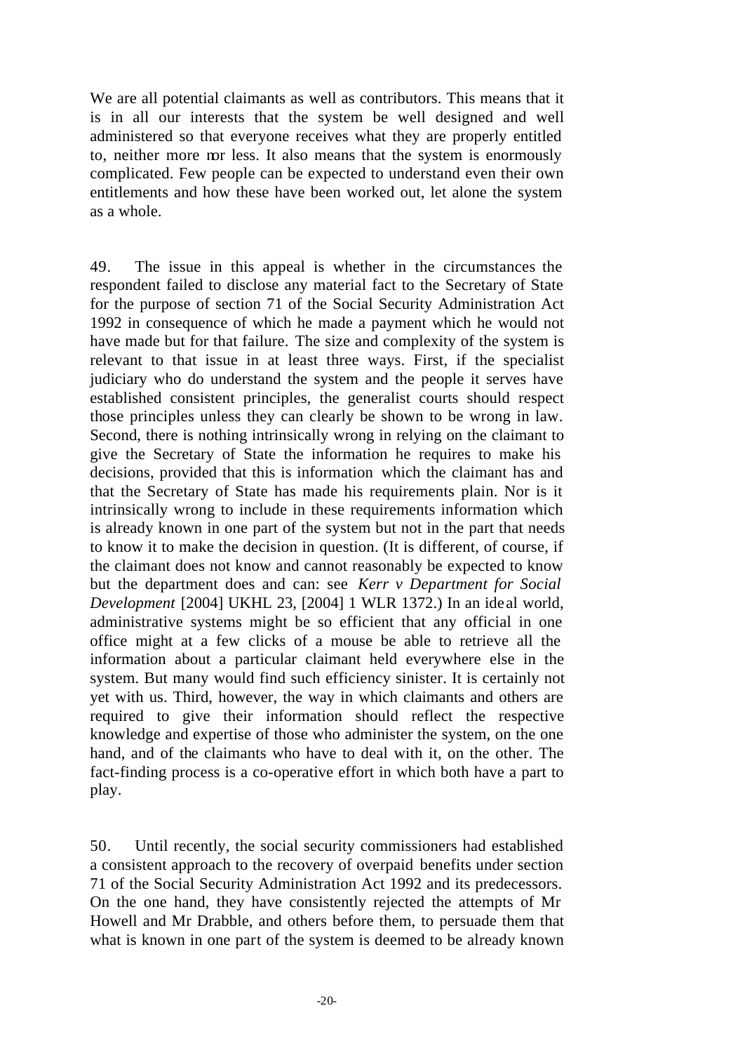We are all potential claimants as well as contributors. This means that it is in all our interests that the system be well designed and well administered so that everyone receives what they are properly entitled to, neither more nor less. It also means that the system is enormously complicated. Few people can be expected to understand even their own entitlements and how these have been worked out, let alone the system as a whole.

49. The issue in this appeal is whether in the circumstances the respondent failed to disclose any material fact to the Secretary of State for the purpose of section 71 of the Social Security Administration Act 1992 in consequence of which he made a payment which he would not have made but for that failure. The size and complexity of the system is relevant to that issue in at least three ways. First, if the specialist judiciary who do understand the system and the people it serves have established consistent principles, the generalist courts should respect those principles unless they can clearly be shown to be wrong in law. Second, there is nothing intrinsically wrong in relying on the claimant to give the Secretary of State the information he requires to make his decisions, provided that this is information which the claimant has and that the Secretary of State has made his requirements plain. Nor is it intrinsically wrong to include in these requirements information which is already known in one part of the system but not in the part that needs to know it to make the decision in question. (It is different, of course, if the claimant does not know and cannot reasonably be expected to know but the department does and can: see *Kerr v Department for Social Development* [2004] UKHL 23, [2004] 1 WLR 1372.) In an ideal world, administrative systems might be so efficient that any official in one office might at a few clicks of a mouse be able to retrieve all the information about a particular claimant held everywhere else in the system. But many would find such efficiency sinister. It is certainly not yet with us. Third, however, the way in which claimants and others are required to give their information should reflect the respective knowledge and expertise of those who administer the system, on the one hand, and of the claimants who have to deal with it, on the other. The fact-finding process is a co-operative effort in which both have a part to play.

50. Until recently, the social security commissioners had established a consistent approach to the recovery of overpaid benefits under section 71 of the Social Security Administration Act 1992 and its predecessors. On the one hand, they have consistently rejected the attempts of Mr Howell and Mr Drabble, and others before them, to persuade them that what is known in one part of the system is deemed to be already known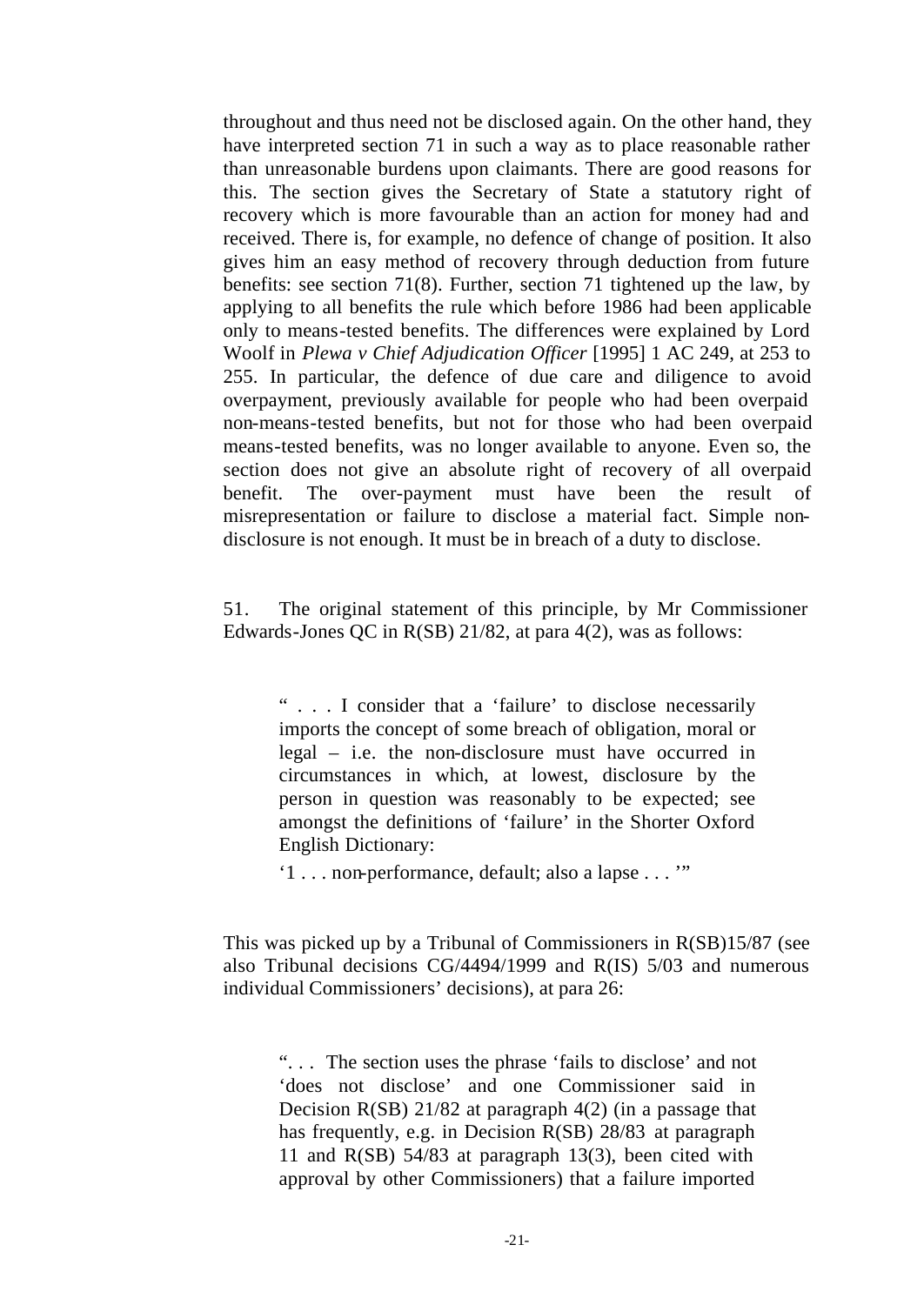throughout and thus need not be disclosed again. On the other hand, they have interpreted section 71 in such a way as to place reasonable rather than unreasonable burdens upon claimants. There are good reasons for this. The section gives the Secretary of State a statutory right of recovery which is more favourable than an action for money had and received. There is, for example, no defence of change of position. It also gives him an easy method of recovery through deduction from future benefits: see section 71(8). Further, section 71 tightened up the law, by applying to all benefits the rule which before 1986 had been applicable only to means-tested benefits. The differences were explained by Lord Woolf in *Plewa v Chief Adjudication Officer* [1995] 1 AC 249, at 253 to 255. In particular, the defence of due care and diligence to avoid overpayment, previously available for people who had been overpaid non-means-tested benefits, but not for those who had been overpaid means-tested benefits, was no longer available to anyone. Even so, the section does not give an absolute right of recovery of all overpaid benefit. The over-payment must have been the result of misrepresentation or failure to disclose a material fact. Simple non-disclosure is not enough. It must be in breach of a duty to disclose.

51. The original statement of this principle, by Mr Commissioner Edwards-Jones QC in R(SB) 21/82, at para 4(2), was as follows:

> " . . . I consider that a 'failure' to disclose necessarily imports the concept of some breach of obligation, moral or legal – i.e. the non-disclosure must have occurred in circumstances in which, at lowest, disclosure by the person in question was reasonably to be expected; see amongst the definitions of 'failure' in the Shorter Oxford English Dictionary:
>
> '1 . . . non-performance, default; also a lapse . . . '"

This was picked up by a Tribunal of Commissioners in R(SB)15/87 (see also Tribunal decisions CG/4494/1999 and R(IS) 5/03 and numerous individual Commissioners' decisions), at para 26:

> ". . . The section uses the phrase 'fails to disclose' and not 'does not disclose' and one Commissioner said in Decision R(SB) 21/82 at paragraph 4(2) (in a passage that has frequently, e.g. in Decision R(SB) 28/83 at paragraph 11 and R(SB) 54/83 at paragraph 13(3), been cited with approval by other Commissioners) that a failure imported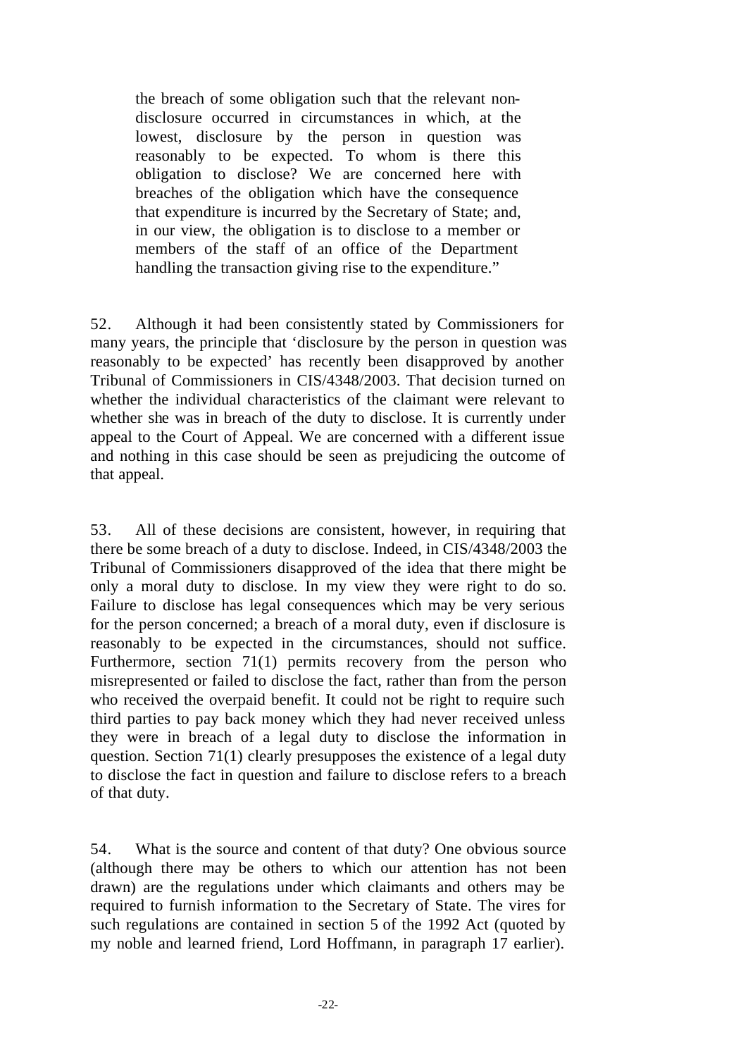> the breach of some obligation such that the relevant non-disclosure occurred in circumstances in which, at the lowest, disclosure by the person in question was reasonably to be expected. To whom is there this obligation to disclose? We are concerned here with breaches of the obligation which have the consequence that expenditure is incurred by the Secretary of State; and, in our view, the obligation is to disclose to a member or members of the staff of an office of the Department handling the transaction giving rise to the expenditure."

52. Although it had been consistently stated by Commissioners for many years, the principle that 'disclosure by the person in question was reasonably to be expected' has recently been disapproved by another Tribunal of Commissioners in CIS/4348/2003. That decision turned on whether the individual characteristics of the claimant were relevant to whether she was in breach of the duty to disclose. It is currently under appeal to the Court of Appeal. We are concerned with a different issue and nothing in this case should be seen as prejudicing the outcome of that appeal.

53. All of these decisions are consistent, however, in requiring that there be some breach of a duty to disclose. Indeed, in CIS/4348/2003 the Tribunal of Commissioners disapproved of the idea that there might be only a moral duty to disclose. In my view they were right to do so. Failure to disclose has legal consequences which may be very serious for the person concerned; a breach of a moral duty, even if disclosure is reasonably to be expected in the circumstances, should not suffice. Furthermore, section 71(1) permits recovery from the person who misrepresented or failed to disclose the fact, rather than from the person who received the overpaid benefit. It could not be right to require such third parties to pay back money which they had never received unless they were in breach of a legal duty to disclose the information in question. Section 71(1) clearly presupposes the existence of a legal duty to disclose the fact in question and failure to disclose refers to a breach of that duty.

54. What is the source and content of that duty? One obvious source (although there may be others to which our attention has not been drawn) are the regulations under which claimants and others may be required to furnish information to the Secretary of State. The vires for such regulations are contained in section 5 of the 1992 Act (quoted by my noble and learned friend, Lord Hoffmann, in paragraph 17 earlier).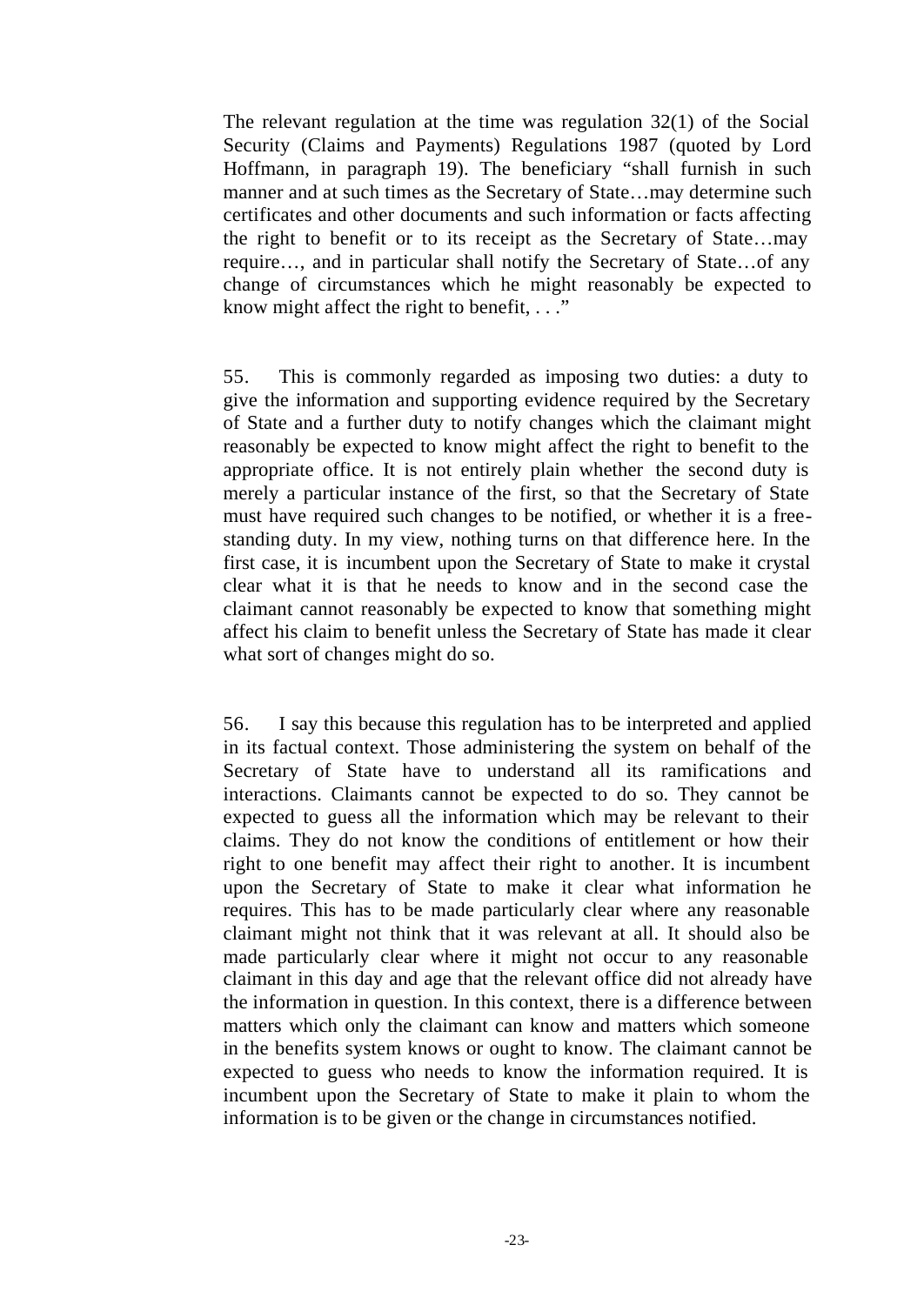The relevant regulation at the time was regulation 32(1) of the Social Security (Claims and Payments) Regulations 1987 (quoted by Lord Hoffmann, in paragraph 19). The beneficiary "shall furnish in such manner and at such times as the Secretary of State…may determine such certificates and other documents and such information or facts affecting the right to benefit or to its receipt as the Secretary of State…may require…, and in particular shall notify the Secretary of State…of any change of circumstances which he might reasonably be expected to know might affect the right to benefit, . . ."

55. This is commonly regarded as imposing two duties: a duty to give the information and supporting evidence required by the Secretary of State and a further duty to notify changes which the claimant might reasonably be expected to know might affect the right to benefit to the appropriate office. It is not entirely plain whether the second duty is merely a particular instance of the first, so that the Secretary of State must have required such changes to be notified, or whether it is a free-standing duty. In my view, nothing turns on that difference here. In the first case, it is incumbent upon the Secretary of State to make it crystal clear what it is that he needs to know and in the second case the claimant cannot reasonably be expected to know that something might affect his claim to benefit unless the Secretary of State has made it clear what sort of changes might do so.

56. I say this because this regulation has to be interpreted and applied in its factual context. Those administering the system on behalf of the Secretary of State have to understand all its ramifications and interactions. Claimants cannot be expected to do so. They cannot be expected to guess all the information which may be relevant to their claims. They do not know the conditions of entitlement or how their right to one benefit may affect their right to another. It is incumbent upon the Secretary of State to make it clear what information he requires. This has to be made particularly clear where any reasonable claimant might not think that it was relevant at all. It should also be made particularly clear where it might not occur to any reasonable claimant in this day and age that the relevant office did not already have the information in question. In this context, there is a difference between matters which only the claimant can know and matters which someone in the benefits system knows or ought to know. The claimant cannot be expected to guess who needs to know the information required. It is incumbent upon the Secretary of State to make it plain to whom the information is to be given or the change in circumstances notified.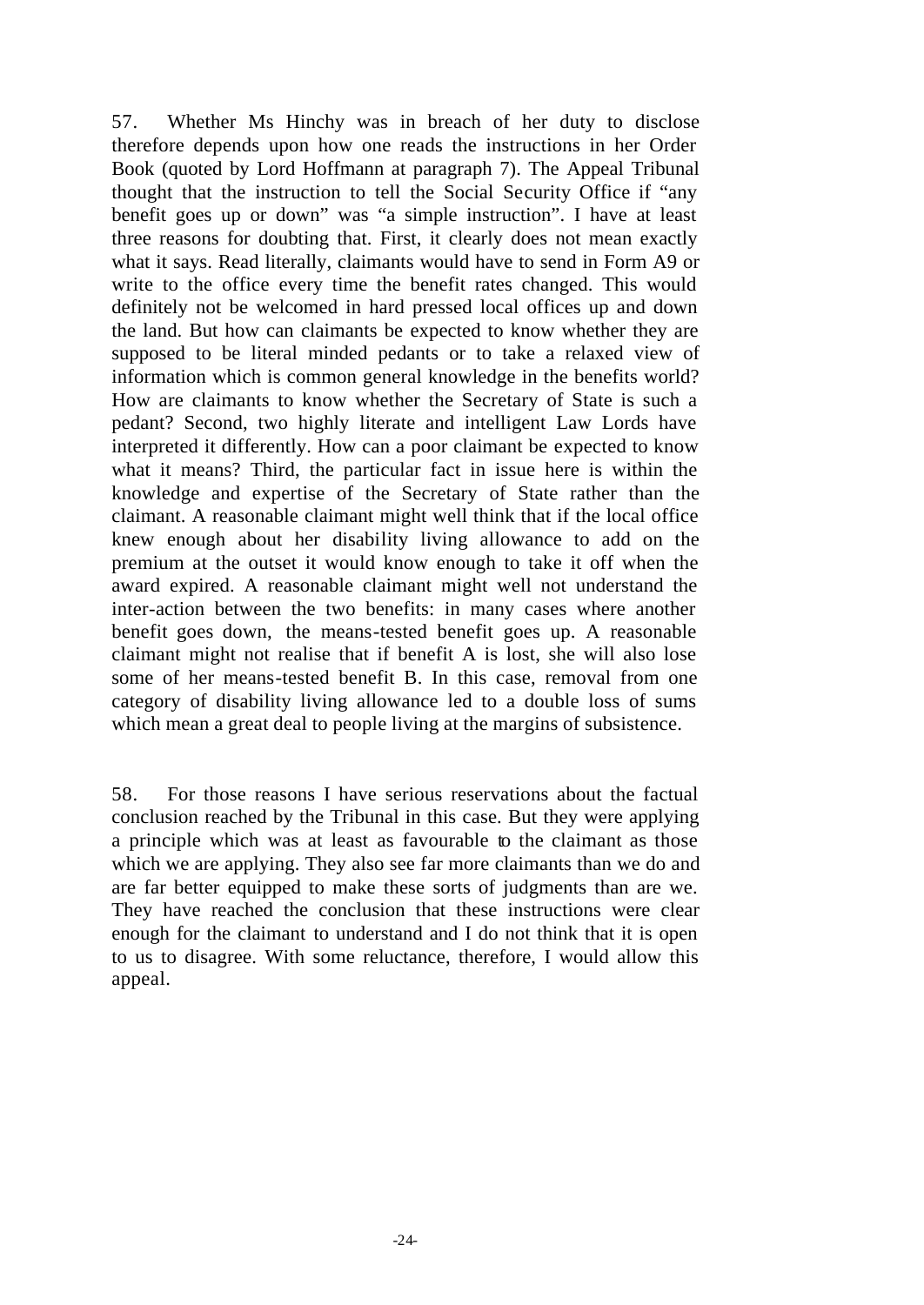57. Whether Ms Hinchy was in breach of her duty to disclose therefore depends upon how one reads the instructions in her Order Book (quoted by Lord Hoffmann at paragraph 7). The Appeal Tribunal thought that the instruction to tell the Social Security Office if "any benefit goes up or down" was "a simple instruction". I have at least three reasons for doubting that. First, it clearly does not mean exactly what it says. Read literally, claimants would have to send in Form A9 or write to the office every time the benefit rates changed. This would definitely not be welcomed in hard pressed local offices up and down the land. But how can claimants be expected to know whether they are supposed to be literal minded pedants or to take a relaxed view of information which is common general knowledge in the benefits world? How are claimants to know whether the Secretary of State is such a pedant? Second, two highly literate and intelligent Law Lords have interpreted it differently. How can a poor claimant be expected to know what it means? Third, the particular fact in issue here is within the knowledge and expertise of the Secretary of State rather than the claimant. A reasonable claimant might well think that if the local office knew enough about her disability living allowance to add on the premium at the outset it would know enough to take it off when the award expired. A reasonable claimant might well not understand the inter-action between the two benefits: in many cases where another benefit goes down, the means-tested benefit goes up. A reasonable claimant might not realise that if benefit A is lost, she will also lose some of her means-tested benefit B. In this case, removal from one category of disability living allowance led to a double loss of sums which mean a great deal to people living at the margins of subsistence.

58. For those reasons I have serious reservations about the factual conclusion reached by the Tribunal in this case. But they were applying a principle which was at least as favourable to the claimant as those which we are applying. They also see far more claimants than we do and are far better equipped to make these sorts of judgments than are we. They have reached the conclusion that these instructions were clear enough for the claimant to understand and I do not think that it is open to us to disagree. With some reluctance, therefore, I would allow this appeal.